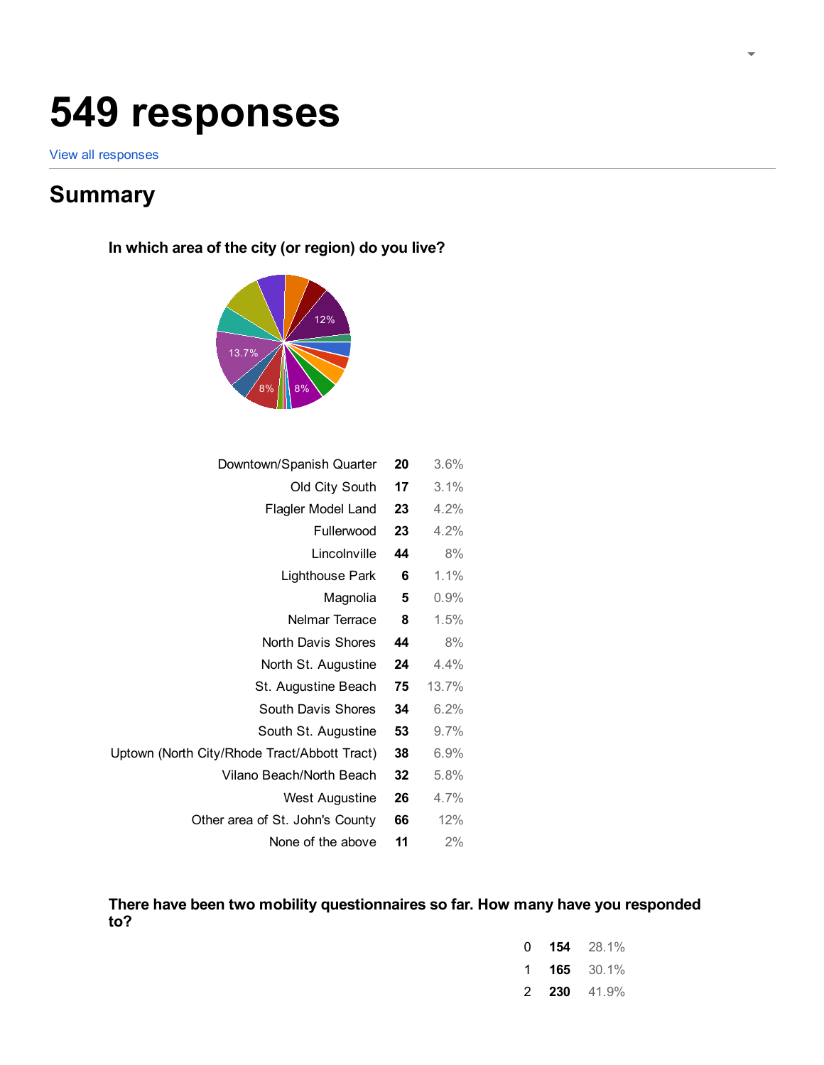# 549 responses

View all responses

## Summary

### In which area of the city (or region) do you live?

| | | |
|---|---|---|
| Downtown/Spanish Quarter | **20** | 3.6% |
| Old City South | **17** | 3.1% |
| Flagler Model Land | **23** | 4.2% |
| Fullerwood | **23** | 4.2% |
| Lincolnville | **44** | 8% |
| Lighthouse Park | **6** | 1.1% |
| Magnolia | **5** | 0.9% |
| Nelmar Terrace | **8** | 1.5% |
| North Davis Shores | **44** | 8% |
| North St. Augustine | **24** | 4.4% |
| St. Augustine Beach | **75** | 13.7% |
| South Davis Shores | **34** | 6.2% |
| South St. Augustine | **53** | 9.7% |
| Uptown (North City/Rhode Tract/Abbott Tract) | **38** | 6.9% |
| Vilano Beach/North Beach | **32** | 5.8% |
| West Augustine | **26** | 4.7% |
| Other area of St. John's County | **66** | 12% |
| None of the above | **11** | 2% |

### There have been two mobility questionnaires so far. How many have you responded to?

| | | |
|---|---|---|
| 0 | **154** | 28.1% |
| 1 | **165** | 30.1% |
| 2 | **230** | 41.9% |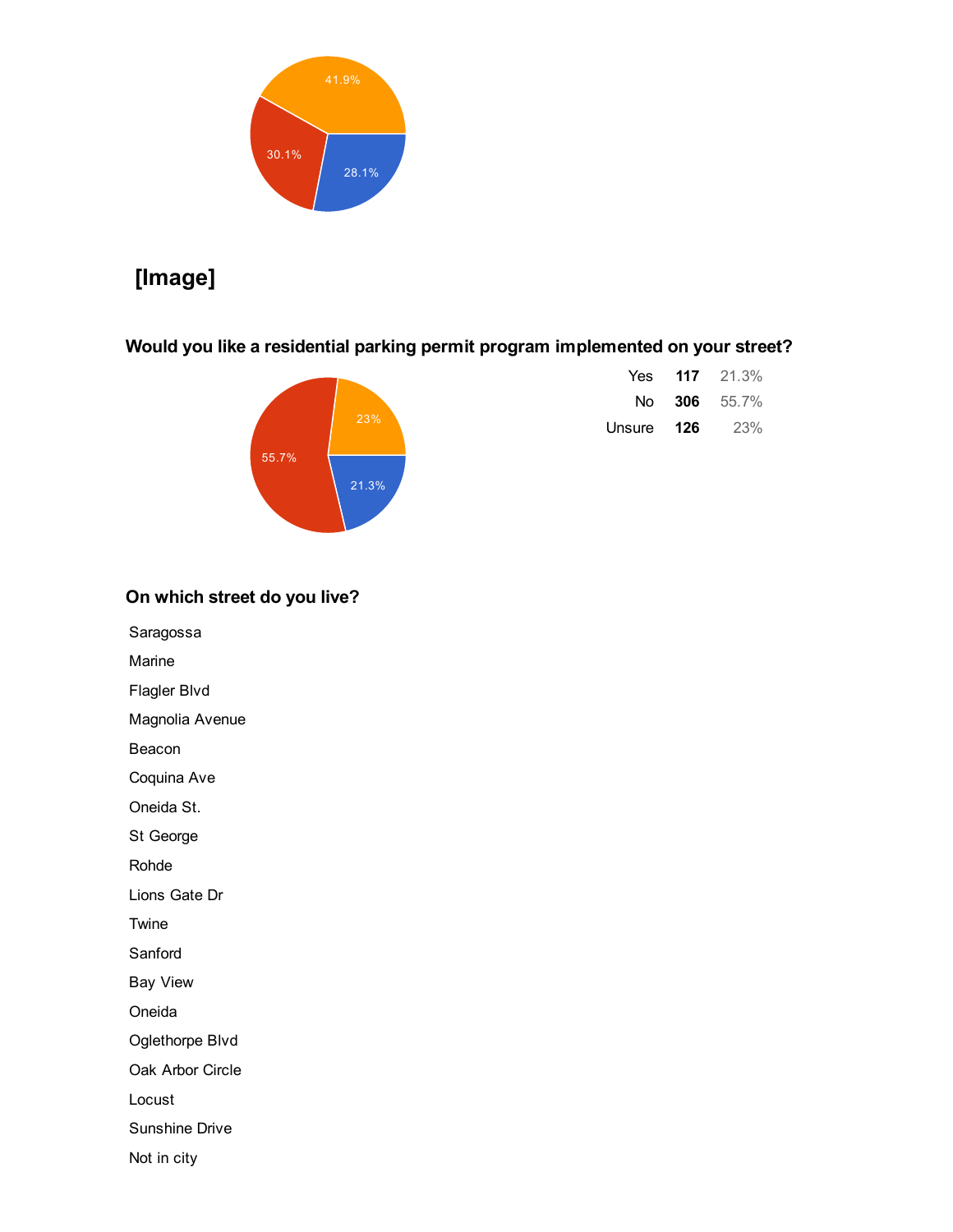41.9%

30.1%

28.1%

**[Image]**

### Would you like a residential parking permit program implemented on your street?

55.7%

23%

21.3%

| | | |
|---|---|---|
| Yes | **117** | 21.3% |
| No | **306** | 55.7% |
| Unsure | **126** | 23% |

### On which street do you live?

Saragossa

Marine

Flagler Blvd

Magnolia Avenue

Beacon

Coquina Ave

Oneida St.

St George

Rohde

Lions Gate Dr

Twine

Sanford

Bay View

Oneida

Oglethorpe Blvd

Oak Arbor Circle

Locust

Sunshine Drive

Not in city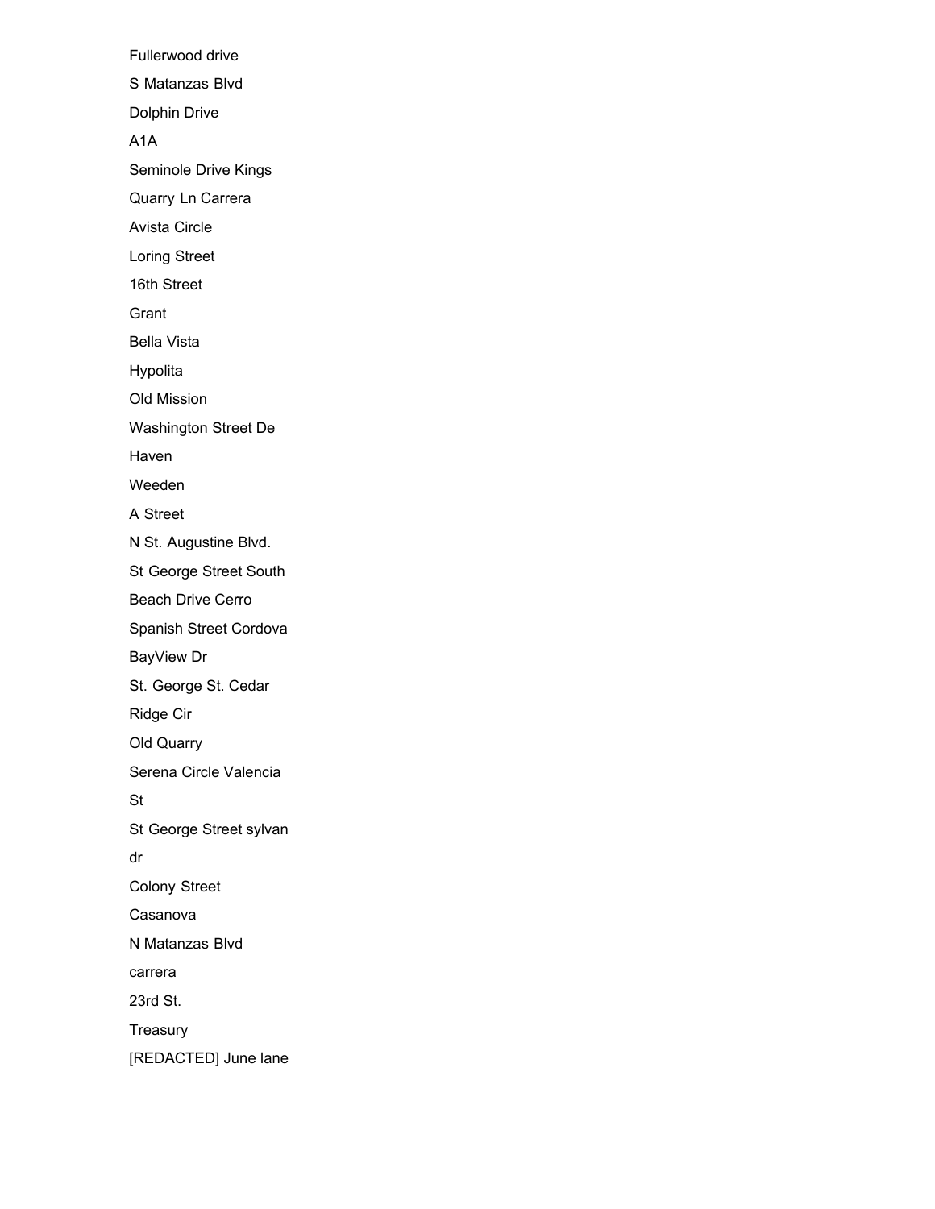Fullerwood drive

S Matanzas Blvd

Dolphin Drive

A1A

Seminole Drive Kings

Quarry Ln Carrera

Avista Circle

Loring Street

16th Street

Grant

Bella Vista

Hypolita

Old Mission

Washington Street De

Haven

Weeden

A Street

N St. Augustine Blvd.

St George Street South

Beach Drive Cerro

Spanish Street Cordova

BayView Dr

St. George St. Cedar

Ridge Cir

Old Quarry

Serena Circle Valencia

St

St George Street sylvan

dr

Colony Street

Casanova

N Matanzas Blvd

carrera

23rd St.

Treasury

[REDACTED] June lane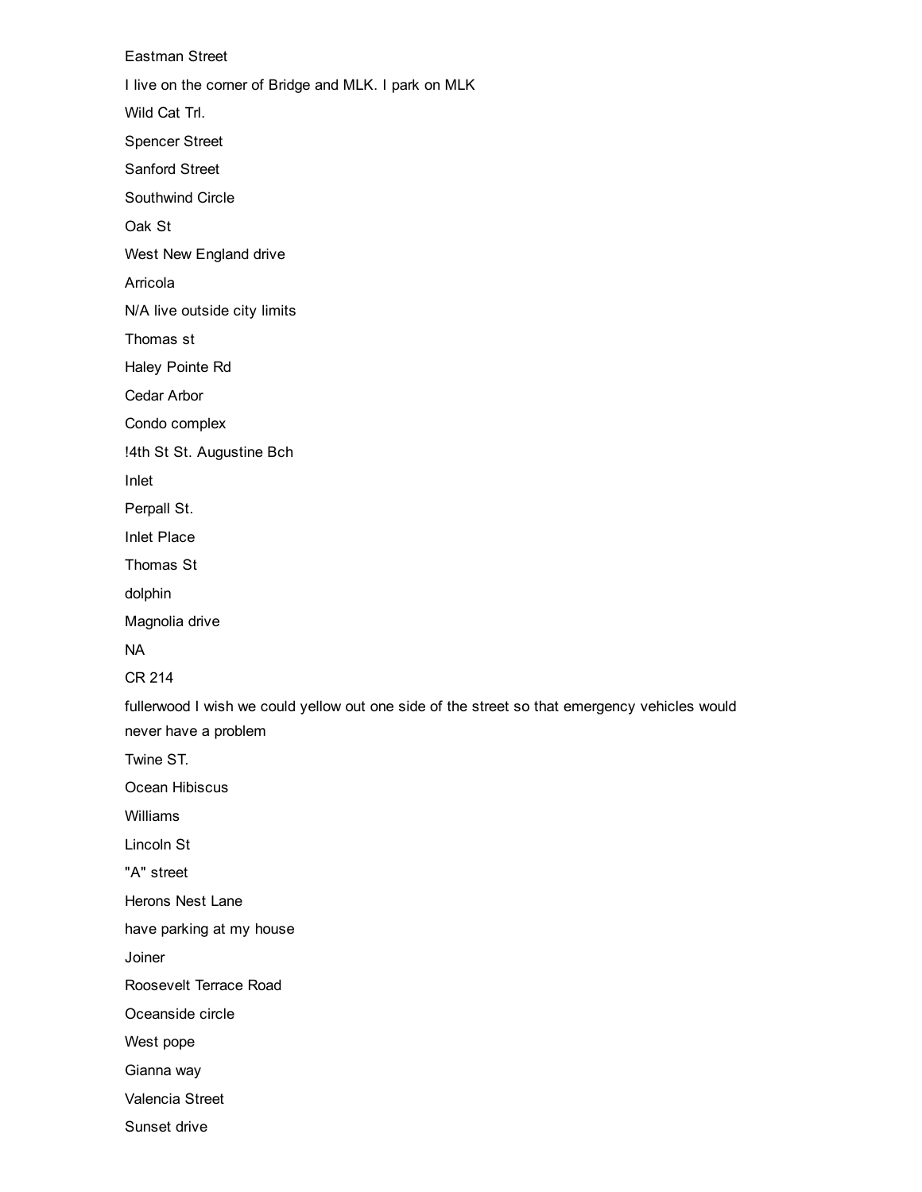Eastman Street

I live on the corner of Bridge and MLK. I park on MLK

Wild Cat Trl.

Spencer Street

Sanford Street

Southwind Circle

Oak St

West New England drive

Arricola

N/A live outside city limits

Thomas st

Haley Pointe Rd

Cedar Arbor

Condo complex

!4th St St. Augustine Bch

Inlet

Perpall St.

Inlet Place

Thomas St

dolphin

Magnolia drive

NA

CR 214

fullerwood I wish we could yellow out one side of the street so that emergency vehicles would never have a problem

Twine ST.

Ocean Hibiscus

Williams

Lincoln St

"A" street

Herons Nest Lane

have parking at my house

Joiner

Roosevelt Terrace Road

Oceanside circle

West pope

Gianna way

Valencia Street

Sunset drive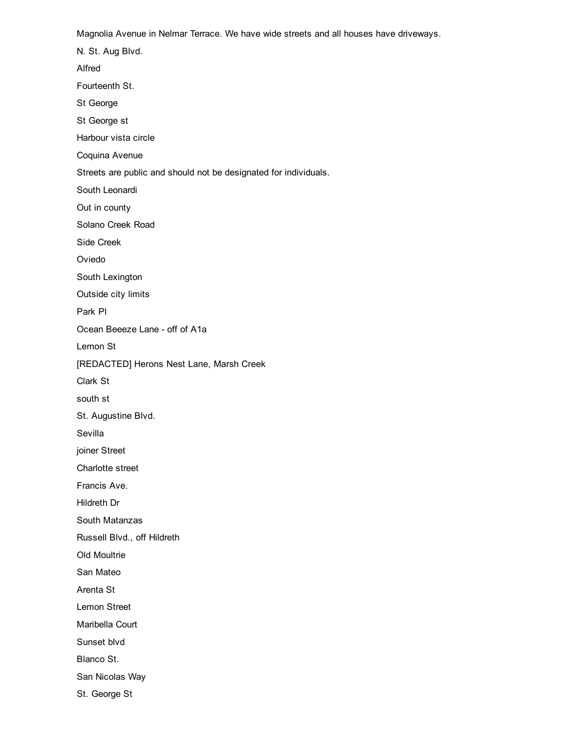Magnolia Avenue in Nelmar Terrace. We have wide streets and all houses have driveways.

N. St. Aug Blvd.

Alfred

Fourteenth St.

St George

St George st

Harbour vista circle

Coquina Avenue

Streets are public and should not be designated for individuals.

South Leonardi

Out in county

Solano Creek Road

Side Creek

Oviedo

South Lexington

Outside city limits

Park Pl

Ocean Beeeze Lane - off of A1a

Lemon St

[REDACTED] Herons Nest Lane, Marsh Creek

Clark St

south st

St. Augustine Blvd.

Sevilla

joiner Street

Charlotte street

Francis Ave.

Hildreth Dr

South Matanzas

Russell Blvd., off Hildreth

Old Moultrie

San Mateo

Arenta St

Lemon Street

Maribella Court

Sunset blvd

Blanco St.

San Nicolas Way

St. George St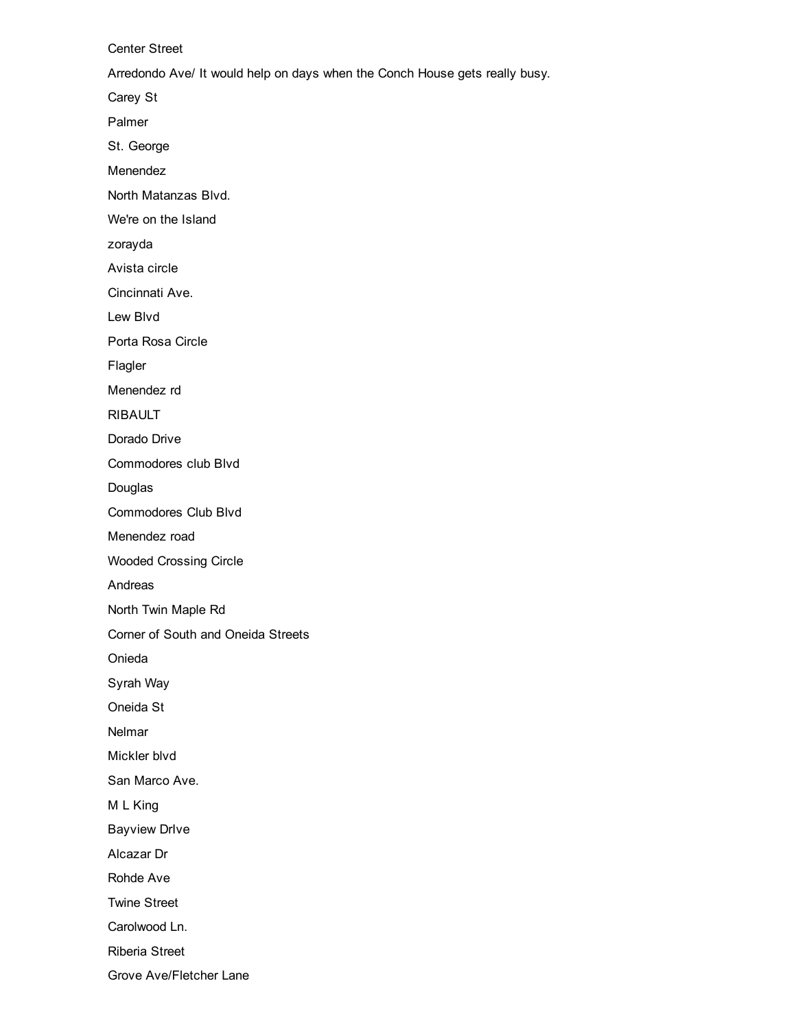Center Street

Arredondo Ave/ It would help on days when the Conch House gets really busy.

Carey St

Palmer

St. George

Menendez

North Matanzas Blvd.

We're on the Island

zorayda

Avista circle

Cincinnati Ave.

Lew Blvd

Porta Rosa Circle

Flagler

Menendez rd

RIBAULT

Dorado Drive

Commodores club Blvd

Douglas

Commodores Club Blvd

Menendez road

Wooded Crossing Circle

Andreas

North Twin Maple Rd

Corner of South and Oneida Streets

Onieda

Syrah Way

Oneida St

Nelmar

Mickler blvd

San Marco Ave.

M L King

Bayview DrIve

Alcazar Dr

Rohde Ave

Twine Street

Carolwood Ln.

Riberia Street

Grove Ave/Fletcher Lane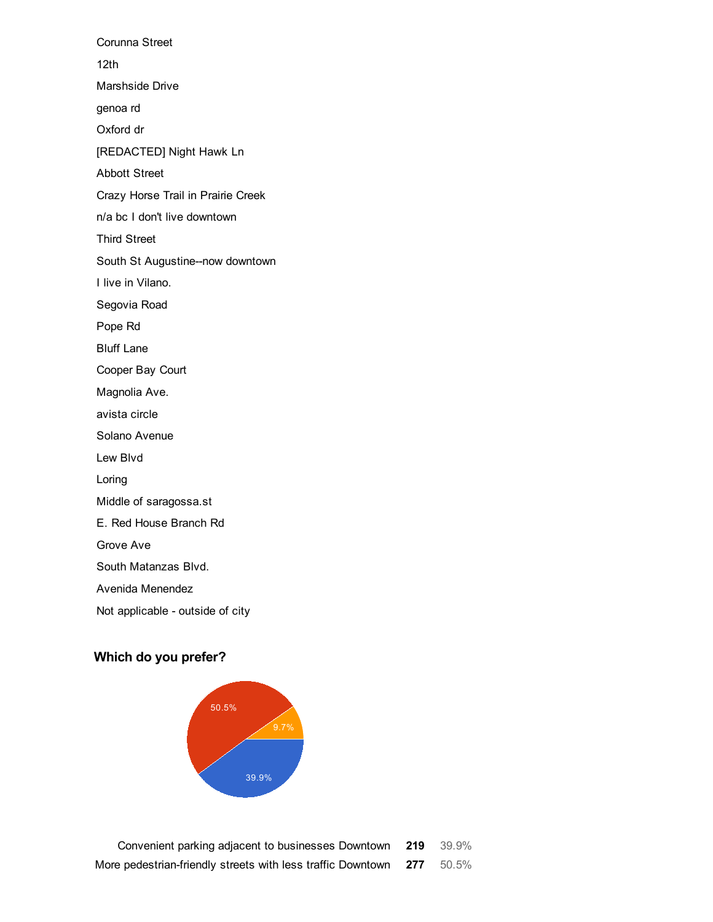Corunna Street

12th

Marshside Drive

genoa rd

Oxford dr

[REDACTED] Night Hawk Ln

Abbott Street

Crazy Horse Trail in Prairie Creek

n/a bc I don't live downtown

Third Street

South St Augustine--now downtown

I live in Vilano.

Segovia Road

Pope Rd

Bluff Lane

Cooper Bay Court

Magnolia Ave.

avista circle

Solano Avenue

Lew Blvd

Loring

Middle of saragossa.st

E. Red House Branch Rd

Grove Ave

South Matanzas Blvd.

Avenida Menendez

Not applicable - outside of city

### Which do you prefer?

| | | |
|---|---|---|
| Convenient parking adjacent to businesses Downtown | **219** | 39.9% |
| More pedestrian-friendly streets with less traffic Downtown | **277** | 50.5% |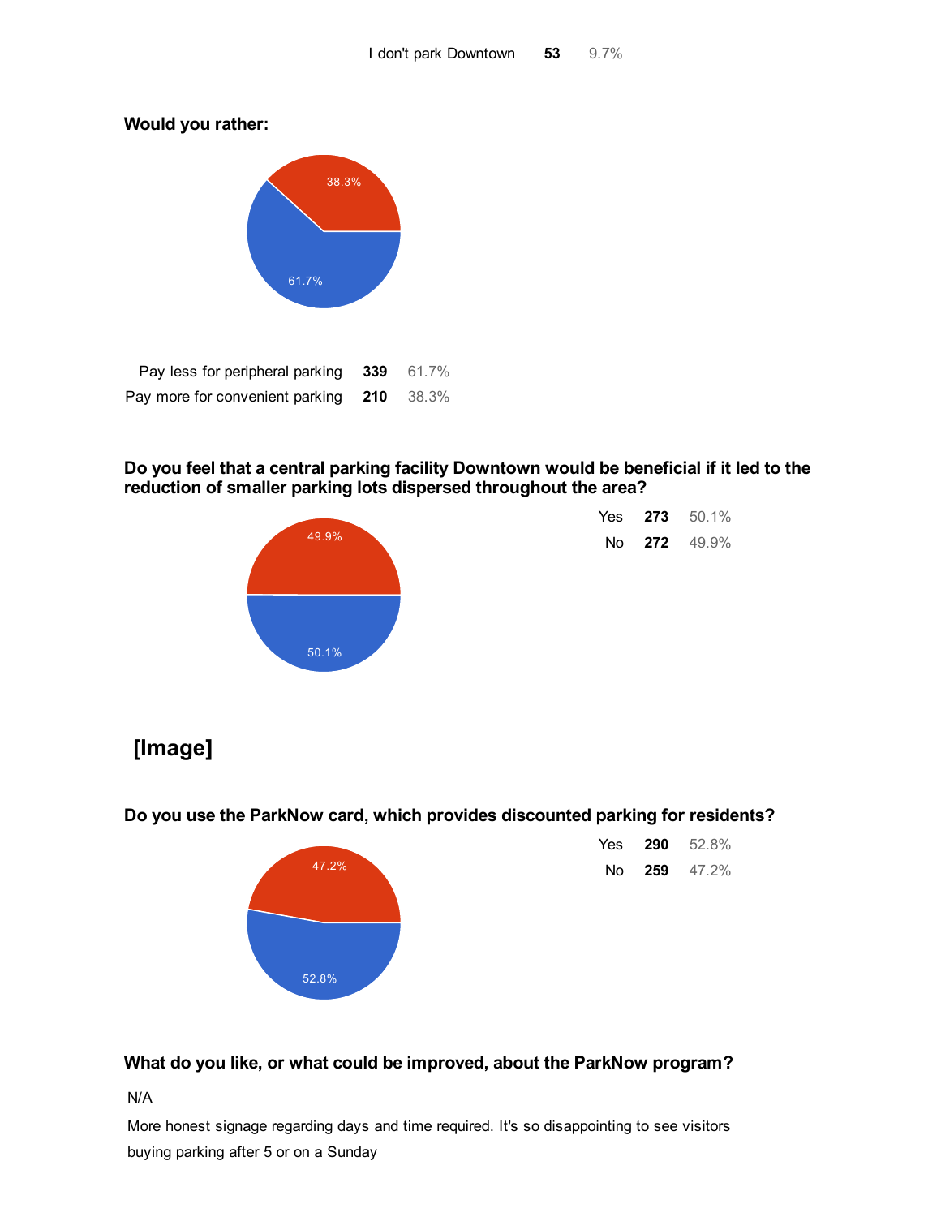| I don't park Downtown | 53 | 9.7% |
|---|---|---|

**Would you rather:**

| Pay less for peripheral parking | 339 | 61.7% |
|---|---|---|
| Pay more for convenient parking | 210 | 38.3% |

**Do you feel that a central parking facility Downtown would be beneficial if it led to the reduction of smaller parking lots dispersed throughout the area?**

| Yes | 273 | 50.1% |
|---|---|---|
| No | 272 | 49.9% |

**[Image]**

**Do you use the ParkNow card, which provides discounted parking for residents?**

| Yes | 290 | 52.8% |
|---|---|---|
| No | 259 | 47.2% |

**What do you like, or what could be improved, about the ParkNow program?**

N/A

More honest signage regarding days and time required. It's so disappointing to see visitors buying parking after 5 or on a Sunday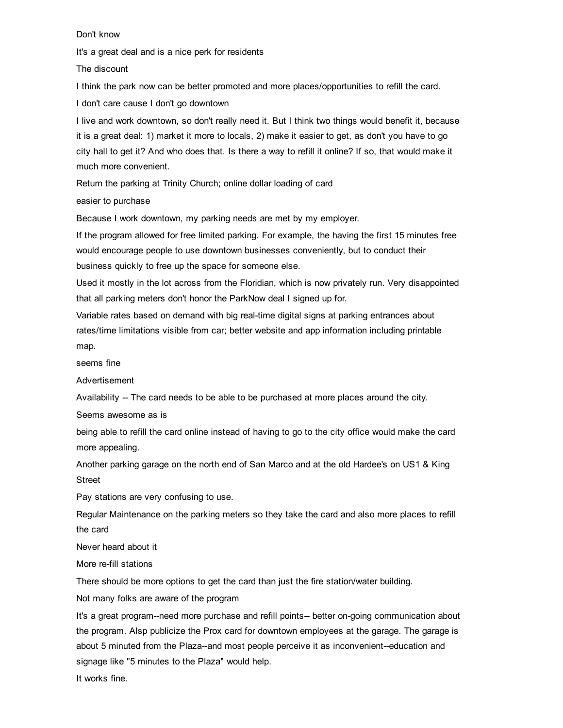Don't know

It's a great deal and is a nice perk for residents

The discount

I think the park now can be better promoted and more places/opportunities to refill the card.

I don't care cause I don't go downtown

I live and work downtown, so don't really need it. But I think two things would benefit it, because it is a great deal: 1) market it more to locals, 2) make it easier to get, as don't you have to go city hall to get it? And who does that. Is there a way to refill it online? If so, that would make it much more convenient.

Return the parking at Trinity Church; online dollar loading of card

easier to purchase

Because I work downtown, my parking needs are met by my employer.

If the program allowed for free limited parking. For example, the having the first 15 minutes free would encourage people to use downtown businesses conveniently, but to conduct their business quickly to free up the space for someone else.

Used it mostly in the lot across from the Floridian, which is now privately run. Very disappointed that all parking meters don't honor the ParkNow deal I signed up for.

Variable rates based on demand with big real-time digital signs at parking entrances about rates/time limitations visible from car; better website and app information including printable map.

seems fine

Advertisement

Availability -- The card needs to be able to be purchased at more places around the city.

Seems awesome as is

being able to refill the card online instead of having to go to the city office would make the card more appealing.

Another parking garage on the north end of San Marco and at the old Hardee's on US1 & King Street

Pay stations are very confusing to use.

Regular Maintenance on the parking meters so they take the card and also more places to refill the card

Never heard about it

More re-fill stations

There should be more options to get the card than just the fire station/water building.

Not many folks are aware of the program

It's a great program--need more purchase and refill points-- better on-going communication about the program. Alsp publicize the Prox card for downtown employees at the garage. The garage is about 5 minuted from the Plaza--and most people perceive it as inconvenient--education and signage like "5 minutes to the Plaza" would help.

It works fine.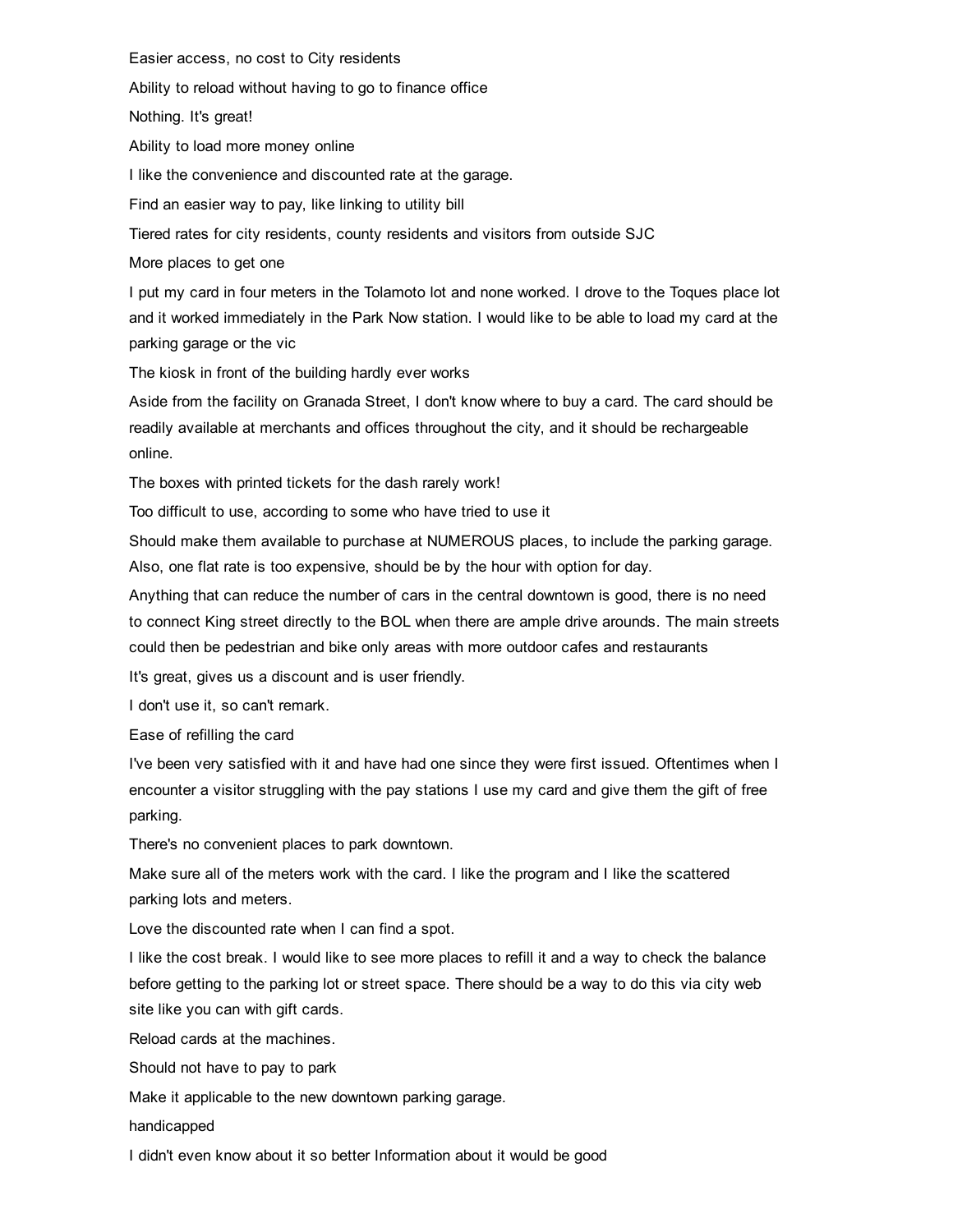Easier access, no cost to City residents

Ability to reload without having to go to finance office

Nothing. It's great!

Ability to load more money online

I like the convenience and discounted rate at the garage.

Find an easier way to pay, like linking to utility bill

Tiered rates for city residents, county residents and visitors from outside SJC

More places to get one

I put my card in four meters in the Tolamoto lot and none worked. I drove to the Toques place lot and it worked immediately in the Park Now station. I would like to be able to load my card at the parking garage or the vic

The kiosk in front of the building hardly ever works

Aside from the facility on Granada Street, I don't know where to buy a card. The card should be readily available at merchants and offices throughout the city, and it should be rechargeable online.

The boxes with printed tickets for the dash rarely work!

Too difficult to use, according to some who have tried to use it

Should make them available to purchase at NUMEROUS places, to include the parking garage. Also, one flat rate is too expensive, should be by the hour with option for day.

Anything that can reduce the number of cars in the central downtown is good, there is no need to connect King street directly to the BOL when there are ample drive arounds. The main streets could then be pedestrian and bike only areas with more outdoor cafes and restaurants

It's great, gives us a discount and is user friendly.

I don't use it, so can't remark.

Ease of refilling the card

I've been very satisfied with it and have had one since they were first issued. Oftentimes when I encounter a visitor struggling with the pay stations I use my card and give them the gift of free parking.

There's no convenient places to park downtown.

Make sure all of the meters work with the card. I like the program and I like the scattered parking lots and meters.

Love the discounted rate when I can find a spot.

I like the cost break. I would like to see more places to refill it and a way to check the balance before getting to the parking lot or street space. There should be a way to do this via city web site like you can with gift cards.

Reload cards at the machines.

Should not have to pay to park

Make it applicable to the new downtown parking garage.

handicapped

I didn't even know about it so better Information about it would be good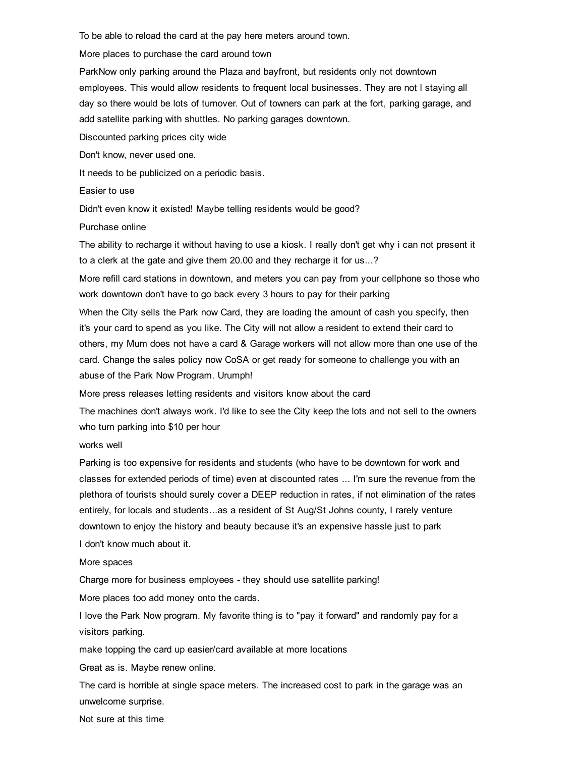To be able to reload the card at the pay here meters around town.

More places to purchase the card around town

ParkNow only parking around the Plaza and bayfront, but residents only not downtown employees. This would allow residents to frequent local businesses. They are not l staying all day so there would be lots of turnover. Out of towners can park at the fort, parking garage, and add satellite parking with shuttles. No parking garages downtown.

Discounted parking prices city wide

Don't know, never used one.

It needs to be publicized on a periodic basis.

Easier to use

Didn't even know it existed! Maybe telling residents would be good?

Purchase online

The ability to recharge it without having to use a kiosk. I really don't get why i can not present it to a clerk at the gate and give them 20.00 and they recharge it for us...?

More refill card stations in downtown, and meters you can pay from your cellphone so those who work downtown don't have to go back every 3 hours to pay for their parking

When the City sells the Park now Card, they are loading the amount of cash you specify, then it's your card to spend as you like. The City will not allow a resident to extend their card to others, my Mum does not have a card & Garage workers will not allow more than one use of the card. Change the sales policy now CoSA or get ready for someone to challenge you with an abuse of the Park Now Program. Urumph!

More press releases letting residents and visitors know about the card

The machines don't always work. I'd like to see the City keep the lots and not sell to the owners who turn parking into $10 per hour

works well

Parking is too expensive for residents and students (who have to be downtown for work and classes for extended periods of time) even at discounted rates ... I'm sure the revenue from the plethora of tourists should surely cover a DEEP reduction in rates, if not elimination of the rates entirely, for locals and students...as a resident of St Aug/St Johns county, I rarely venture downtown to enjoy the history and beauty because it's an expensive hassle just to park

I don't know much about it.

More spaces

Charge more for business employees - they should use satellite parking!

More places too add money onto the cards.

I love the Park Now program. My favorite thing is to "pay it forward" and randomly pay for a visitors parking.

make topping the card up easier/card available at more locations

Great as is. Maybe renew online.

The card is horrible at single space meters. The increased cost to park in the garage was an unwelcome surprise.

Not sure at this time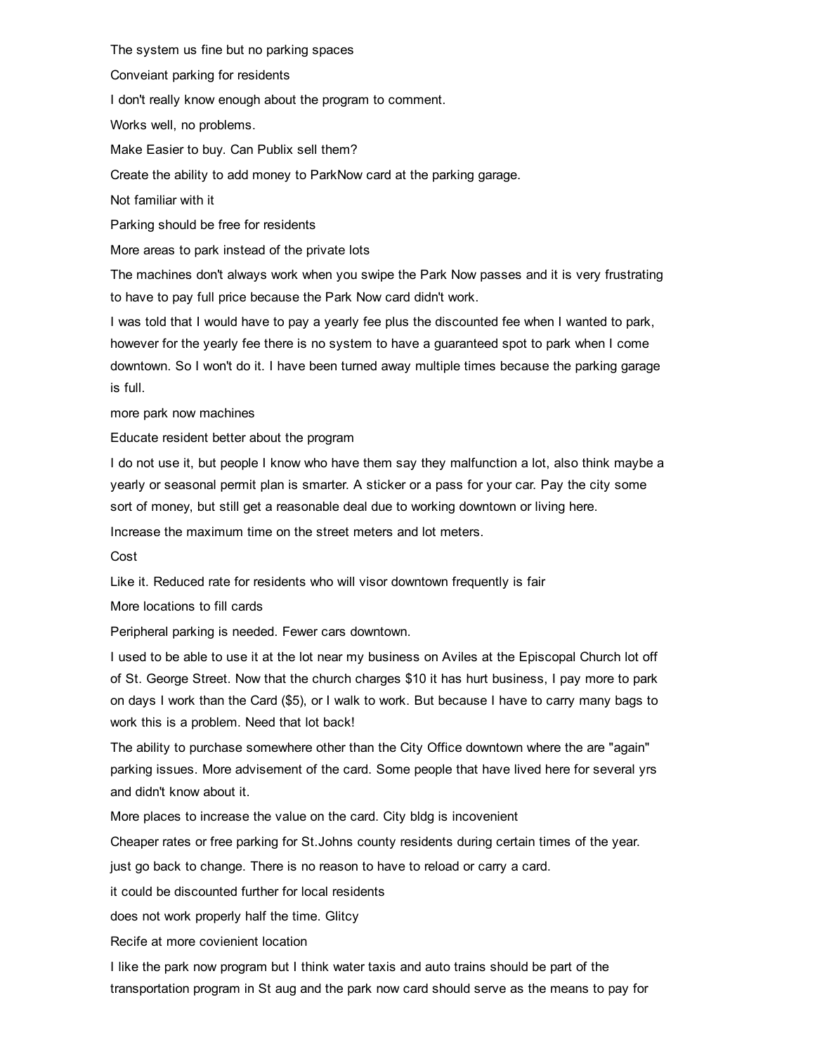The system us fine but no parking spaces

Conveiant parking for residents

I don't really know enough about the program to comment.

Works well, no problems.

Make Easier to buy. Can Publix sell them?

Create the ability to add money to ParkNow card at the parking garage.

Not familiar with it

Parking should be free for residents

More areas to park instead of the private lots

The machines don't always work when you swipe the Park Now passes and it is very frustrating to have to pay full price because the Park Now card didn't work.

I was told that I would have to pay a yearly fee plus the discounted fee when I wanted to park, however for the yearly fee there is no system to have a guaranteed spot to park when I come downtown. So I won't do it. I have been turned away multiple times because the parking garage is full.

more park now machines

Educate resident better about the program

I do not use it, but people I know who have them say they malfunction a lot, also think maybe a yearly or seasonal permit plan is smarter. A sticker or a pass for your car. Pay the city some sort of money, but still get a reasonable deal due to working downtown or living here.

Increase the maximum time on the street meters and lot meters.

Cost

Like it. Reduced rate for residents who will visor downtown frequently is fair

More locations to fill cards

Peripheral parking is needed. Fewer cars downtown.

I used to be able to use it at the lot near my business on Aviles at the Episcopal Church lot off of St. George Street. Now that the church charges $10 it has hurt business, I pay more to park on days I work than the Card ($5), or I walk to work. But because I have to carry many bags to work this is a problem. Need that lot back!

The ability to purchase somewhere other than the City Office downtown where the are "again" parking issues. More advisement of the card. Some people that have lived here for several yrs and didn't know about it.

More places to increase the value on the card. City bldg is incovenient

Cheaper rates or free parking for St.Johns county residents during certain times of the year.

just go back to change. There is no reason to have to reload or carry a card.

it could be discounted further for local residents

does not work properly half the time. Glitcy

Recife at more covienient location

I like the park now program but I think water taxis and auto trains should be part of the transportation program in St aug and the park now card should serve as the means to pay for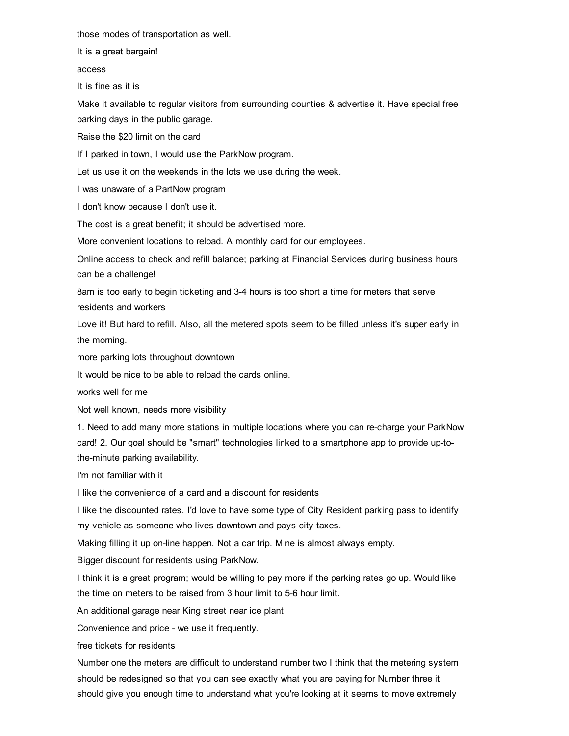those modes of transportation as well.

It is a great bargain!

access

It is fine as it is

Make it available to regular visitors from surrounding counties & advertise it. Have special free parking days in the public garage.

Raise the $20 limit on the card

If I parked in town, I would use the ParkNow program.

Let us use it on the weekends in the lots we use during the week.

I was unaware of a PartNow program

I don't know because I don't use it.

The cost is a great benefit; it should be advertised more.

More convenient locations to reload. A monthly card for our employees.

Online access to check and refill balance; parking at Financial Services during business hours can be a challenge!

8am is too early to begin ticketing and 3-4 hours is too short a time for meters that serve residents and workers

Love it! But hard to refill. Also, all the metered spots seem to be filled unless it's super early in the morning.

more parking lots throughout downtown

It would be nice to be able to reload the cards online.

works well for me

Not well known, needs more visibility

1. Need to add many more stations in multiple locations where you can re-charge your ParkNow card! 2. Our goal should be "smart" technologies linked to a smartphone app to provide up-to-the-minute parking availability.

I'm not familiar with it

I like the convenience of a card and a discount for residents

I like the discounted rates. I'd love to have some type of City Resident parking pass to identify my vehicle as someone who lives downtown and pays city taxes.

Making filling it up on-line happen. Not a car trip. Mine is almost always empty.

Bigger discount for residents using ParkNow.

I think it is a great program; would be willing to pay more if the parking rates go up. Would like the time on meters to be raised from 3 hour limit to 5-6 hour limit.

An additional garage near King street near ice plant

Convenience and price - we use it frequently.

free tickets for residents

Number one the meters are difficult to understand number two I think that the metering system should be redesigned so that you can see exactly what you are paying for Number three it should give you enough time to understand what you're looking at it seems to move extremely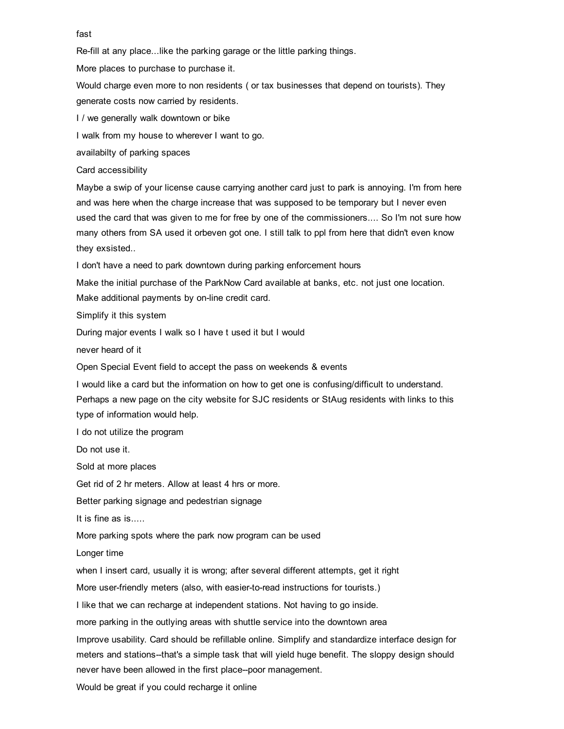fast

Re-fill at any place...like the parking garage or the little parking things.

More places to purchase to purchase it.

Would charge even more to non residents ( or tax businesses that depend on tourists). They generate costs now carried by residents.

I / we generally walk downtown or bike

I walk from my house to wherever I want to go.

availabilty of parking spaces

Card accessibility

Maybe a swip of your license cause carrying another card just to park is annoying. I'm from here and was here when the charge increase that was supposed to be temporary but I never even used the card that was given to me for free by one of the commissioners.... So I'm not sure how many others from SA used it orbeven got one. I still talk to ppl from here that didn't even know they exsisted..

I don't have a need to park downtown during parking enforcement hours

Make the initial purchase of the ParkNow Card available at banks, etc. not just one location. Make additional payments by on-line credit card.

Simplify it this system

During major events I walk so I have t used it but I would

never heard of it

Open Special Event field to accept the pass on weekends & events

I would like a card but the information on how to get one is confusing/difficult to understand. Perhaps a new page on the city website for SJC residents or StAug residents with links to this type of information would help.

I do not utilize the program

Do not use it.

Sold at more places

Get rid of 2 hr meters. Allow at least 4 hrs or more.

Better parking signage and pedestrian signage

It is fine as is.....

More parking spots where the park now program can be used

Longer time

when I insert card, usually it is wrong; after several different attempts, get it right

More user-friendly meters (also, with easier-to-read instructions for tourists.)

I like that we can recharge at independent stations. Not having to go inside.

more parking in the outlying areas with shuttle service into the downtown area

Improve usability. Card should be refillable online. Simplify and standardize interface design for meters and stations--that's a simple task that will yield huge benefit. The sloppy design should never have been allowed in the first place--poor management.

Would be great if you could recharge it online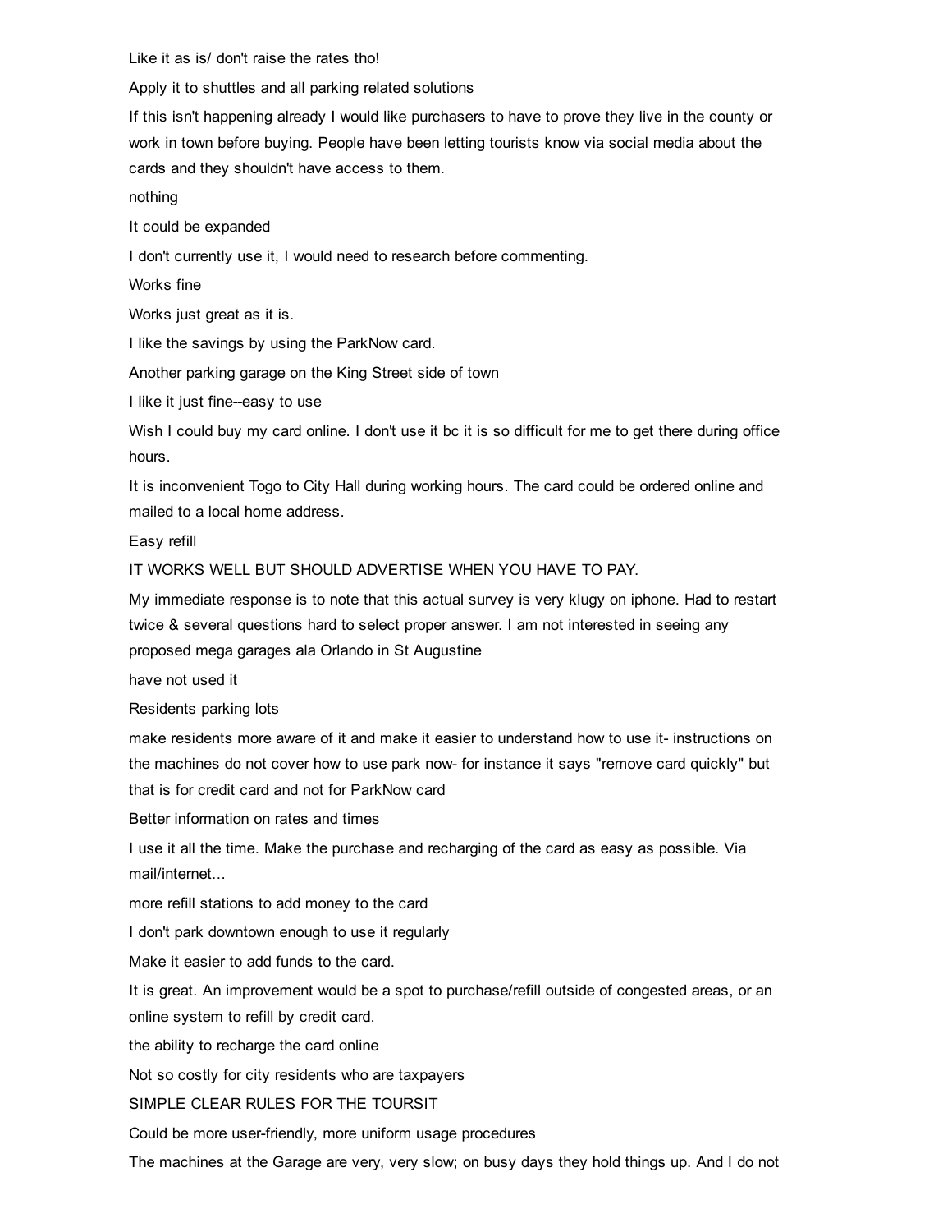Like it as is/ don't raise the rates tho!

Apply it to shuttles and all parking related solutions

If this isn't happening already I would like purchasers to have to prove they live in the county or work in town before buying. People have been letting tourists know via social media about the cards and they shouldn't have access to them.

nothing

It could be expanded

I don't currently use it, I would need to research before commenting.

Works fine

Works just great as it is.

I like the savings by using the ParkNow card.

Another parking garage on the King Street side of town

I like it just fine--easy to use

Wish I could buy my card online. I don't use it bc it is so difficult for me to get there during office hours.

It is inconvenient Togo to City Hall during working hours. The card could be ordered online and mailed to a local home address.

Easy refill

IT WORKS WELL BUT SHOULD ADVERTISE WHEN YOU HAVE TO PAY.

My immediate response is to note that this actual survey is very klugy on iphone. Had to restart twice & several questions hard to select proper answer. I am not interested in seeing any proposed mega garages ala Orlando in St Augustine

have not used it

Residents parking lots

make residents more aware of it and make it easier to understand how to use it- instructions on the machines do not cover how to use park now- for instance it says "remove card quickly" but that is for credit card and not for ParkNow card

Better information on rates and times

I use it all the time. Make the purchase and recharging of the card as easy as possible. Via mail/internet...

more refill stations to add money to the card

I don't park downtown enough to use it regularly

Make it easier to add funds to the card.

It is great. An improvement would be a spot to purchase/refill outside of congested areas, or an online system to refill by credit card.

the ability to recharge the card online

Not so costly for city residents who are taxpayers

SIMPLE CLEAR RULES FOR THE TOURSIT

Could be more user-friendly, more uniform usage procedures

The machines at the Garage are very, very slow; on busy days they hold things up. And I do not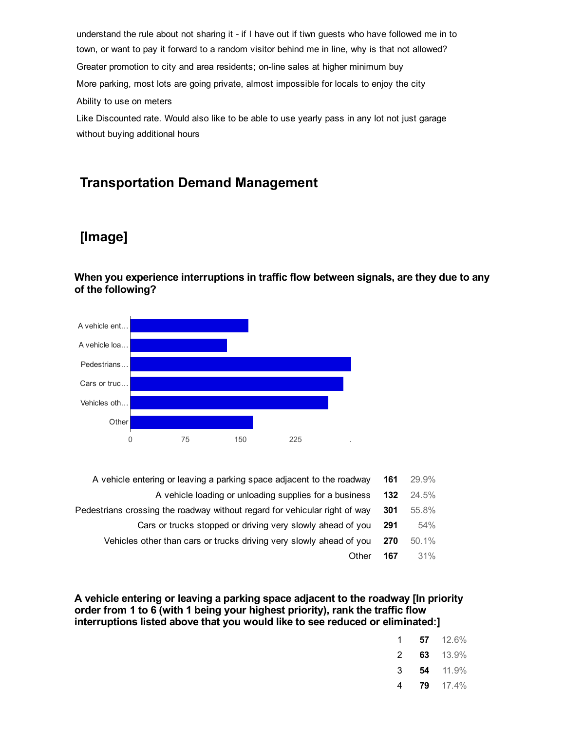understand the rule about not sharing it - if I have out if tiwn guests who have followed me in to town, or want to pay it forward to a random visitor behind me in line, why is that not allowed?

Greater promotion to city and area residents; on-line sales at higher minimum buy

More parking, most lots are going private, almost impossible for locals to enjoy the city

Ability to use on meters

Like Discounted rate. Would also like to be able to use yearly pass in any lot not just garage without buying additional hours

## Transportation Demand Management

## [Image]

### When you experience interruptions in traffic flow between signals, are they due to any of the following?

| | | |
|---|---|---|
| A vehicle entering or leaving a parking space adjacent to the roadway | **161** | 29.9% |
| A vehicle loading or unloading supplies for a business | **132** | 24.5% |
| Pedestrians crossing the roadway without regard for vehicular right of way | **301** | 55.8% |
| Cars or trucks stopped or driving very slowly ahead of you | **291** | 54% |
| Vehicles other than cars or trucks driving very slowly ahead of you | **270** | 50.1% |
| Other | **167** | 31% |

### A vehicle entering or leaving a parking space adjacent to the roadway [In priority order from 1 to 6 (with 1 being your highest priority), rank the traffic flow interruptions listed above that you would like to see reduced or eliminated:]

| | | |
|---|---|---|
| 1 | **57** | 12.6% |
| 2 | **63** | 13.9% |
| 3 | **54** | 11.9% |
| 4 | **79** | 17.4% |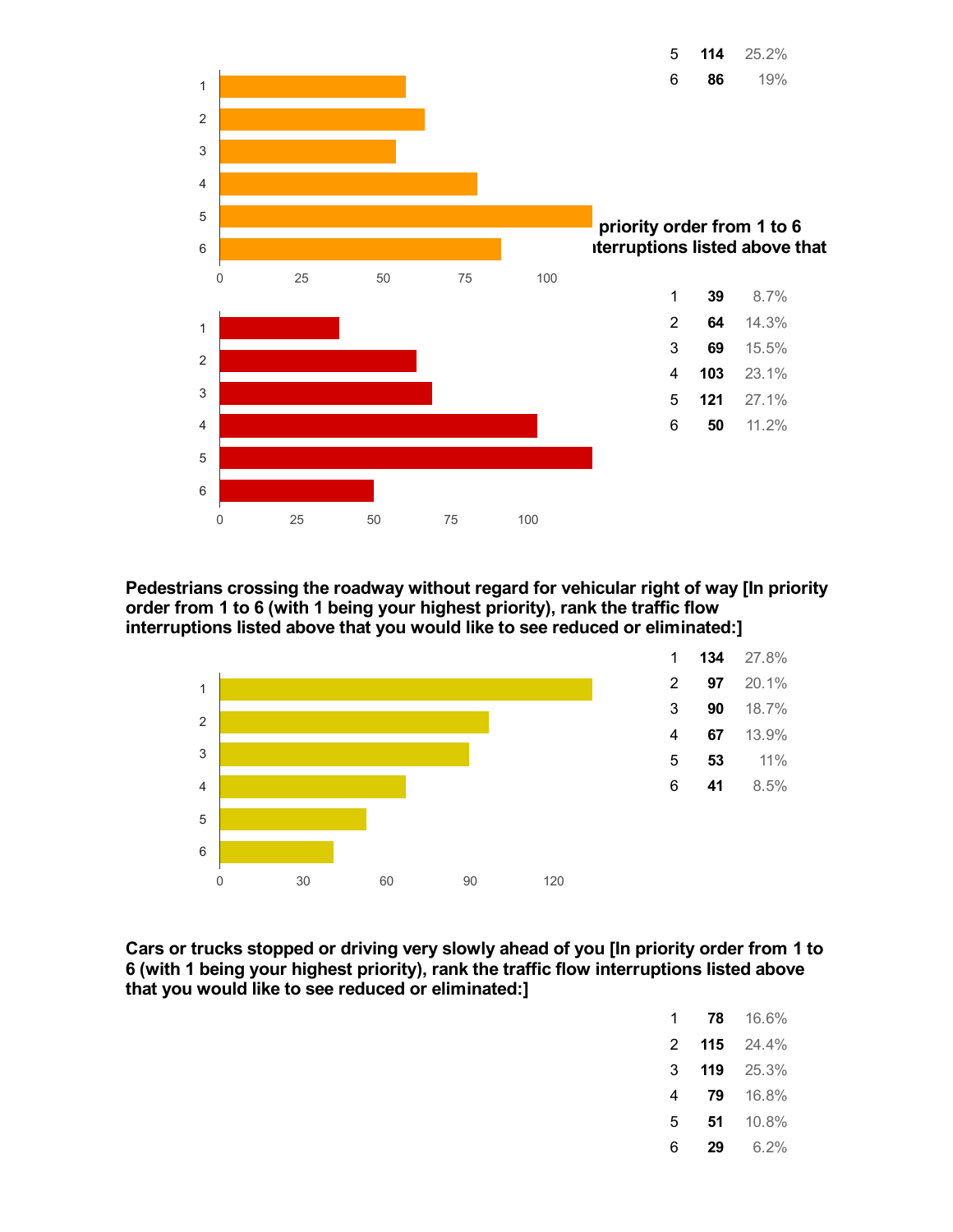| | | |
|---|---|---|
| 5 | **114** | 25.2% |
| 6 | **86** | 19% |

priority order from 1 to 6 interruptions listed above that

| | | |
|---|---|---|
| 1 | **39** | 8.7% |
| 2 | **64** | 14.3% |
| 3 | **69** | 15.5% |
| 4 | **103** | 23.1% |
| 5 | **121** | 27.1% |
| 6 | **50** | 11.2% |

**Pedestrians crossing the roadway without regard for vehicular right of way [In priority order from 1 to 6 (with 1 being your highest priority), rank the traffic flow interruptions listed above that you would like to see reduced or eliminated:]**

| | | |
|---|---|---|
| 1 | **134** | 27.8% |
| 2 | **97** | 20.1% |
| 3 | **90** | 18.7% |
| 4 | **67** | 13.9% |
| 5 | **53** | 11% |
| 6 | **41** | 8.5% |

**Cars or trucks stopped or driving very slowly ahead of you [In priority order from 1 to 6 (with 1 being your highest priority), rank the traffic flow interruptions listed above that you would like to see reduced or eliminated:]**

| | | |
|---|---|---|
| 1 | **78** | 16.6% |
| 2 | **115** | 24.4% |
| 3 | **119** | 25.3% |
| 4 | **79** | 16.8% |
| 5 | **51** | 10.8% |
| 6 | **29** | 6.2% |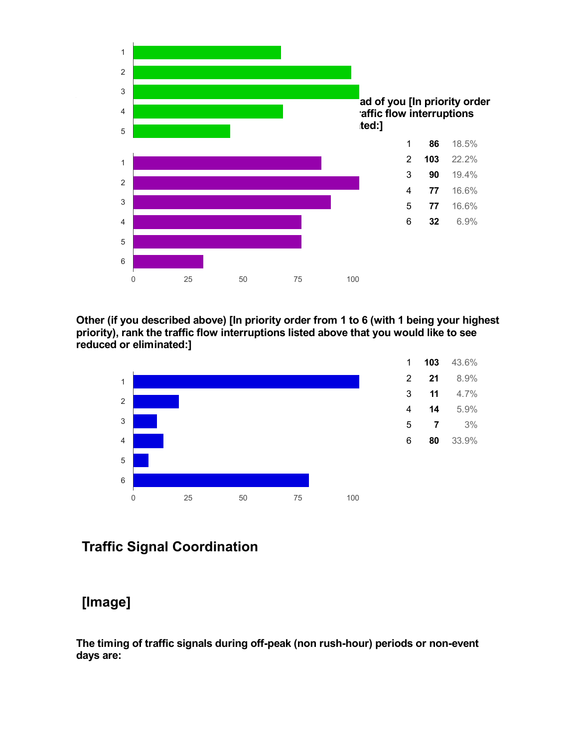ad of you [In priority order
affic flow interruptions
ted:]

| | | |
|---|---|---|
| 1 | **86** | 18.5% |
| 2 | **103** | 22.2% |
| 3 | **90** | 19.4% |
| 4 | **77** | 16.6% |
| 5 | **77** | 16.6% |
| 6 | **32** | 6.9% |

**Other (if you described above) [In priority order from 1 to 6 (with 1 being your highest priority), rank the traffic flow interruptions listed above that you would like to see reduced or eliminated:]**

| | | |
|---|---|---|
| 1 | **103** | 43.6% |
| 2 | **21** | 8.9% |
| 3 | **11** | 4.7% |
| 4 | **14** | 5.9% |
| 5 | **7** | 3% |
| 6 | **80** | 33.9% |

## Traffic Signal Coordination

## [Image]

**The timing of traffic signals during off-peak (non rush-hour) periods or non-event days are:**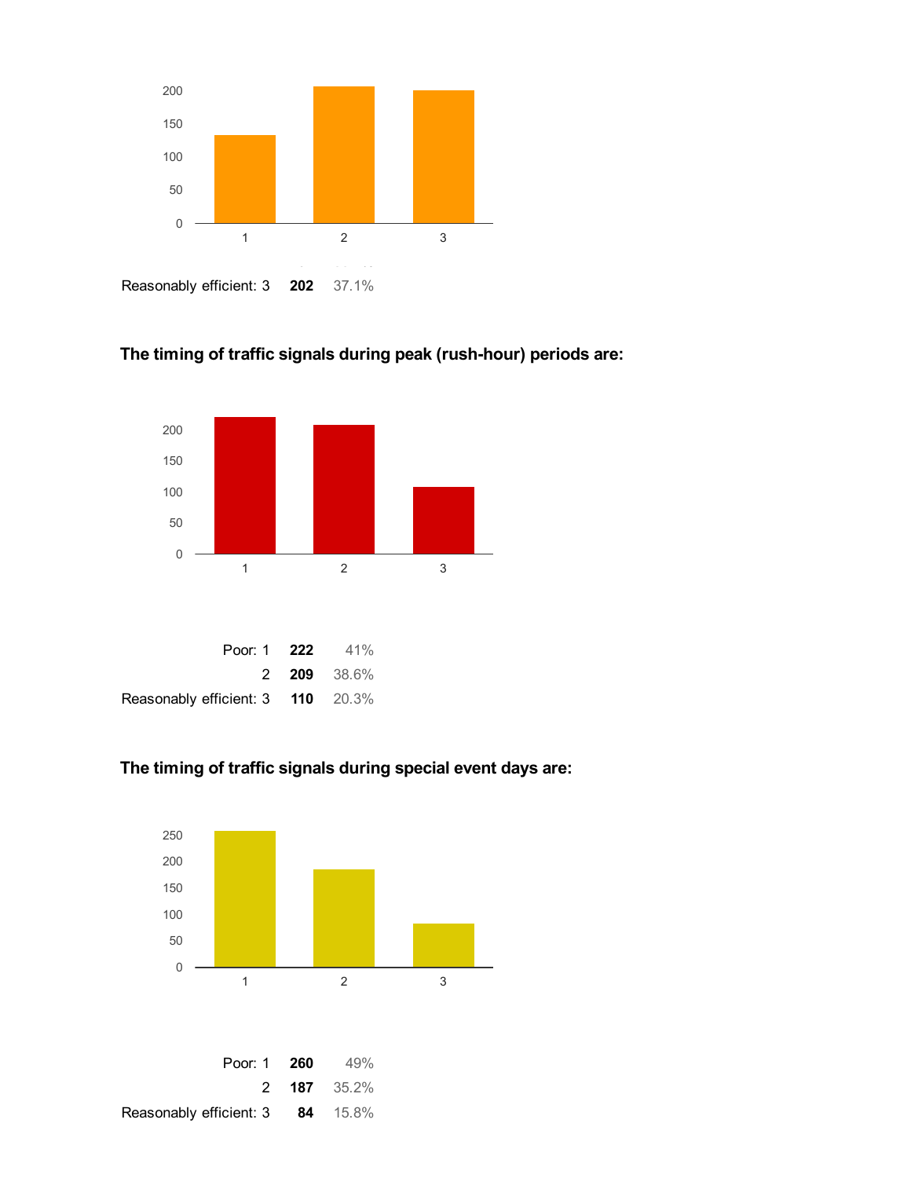Reasonably efficient: 3 **202** 37.1%

**The timing of traffic signals during peak (rush-hour) periods are:**

| | | |
|---|---|---|
| Poor: 1 | **222** | 41% |
| 2 | **209** | 38.6% |
| Reasonably efficient: 3 | **110** | 20.3% |

**The timing of traffic signals during special event days are:**

| | | |
|---|---|---|
| Poor: 1 | **260** | 49% |
| 2 | **187** | 35.2% |
| Reasonably efficient: 3 | **84** | 15.8% |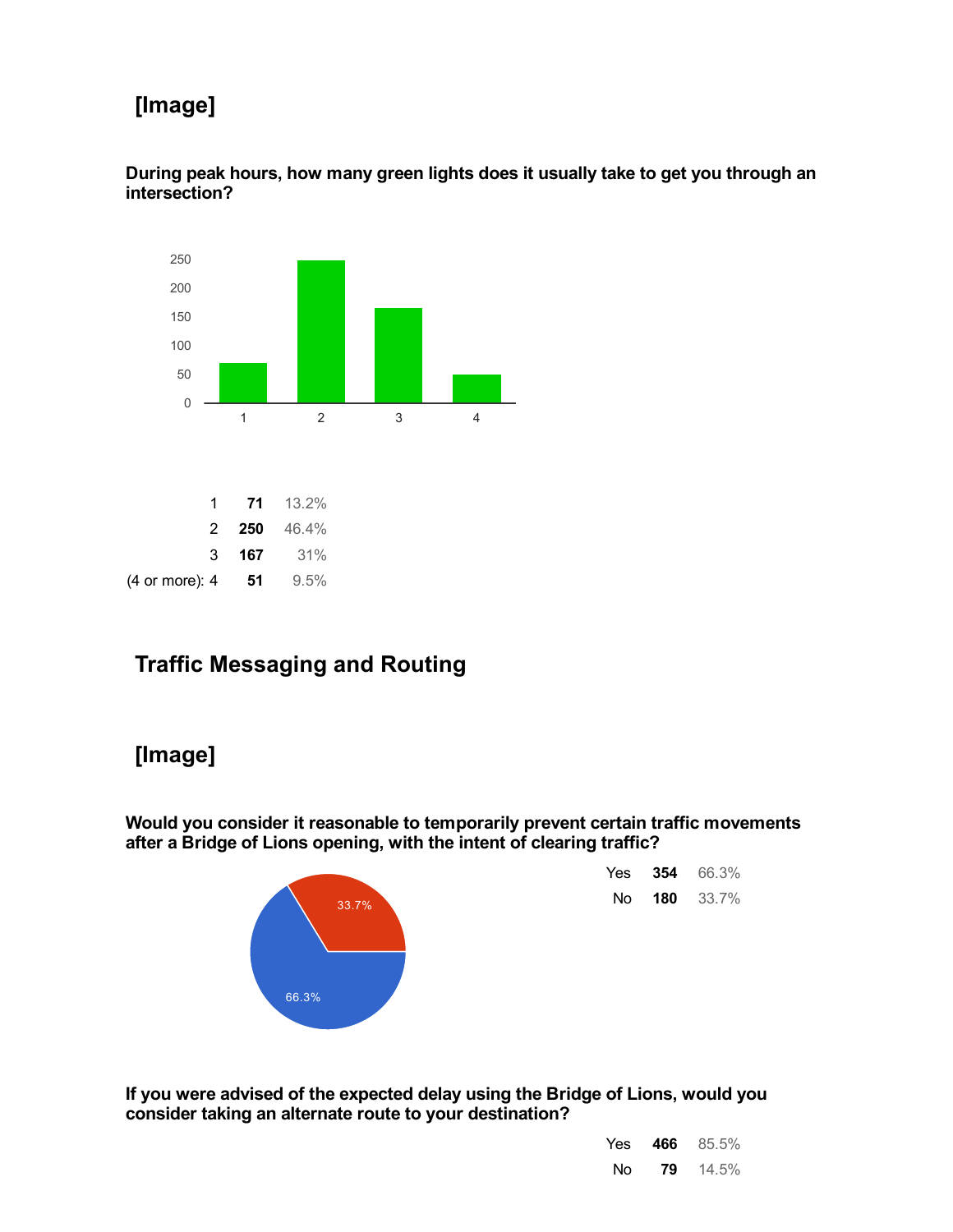## [Image]

**During peak hours, how many green lights does it usually take to get you through an intersection?**

| | | |
|---|---|---|
| 1 | **71** | 13.2% |
| 2 | **250** | 46.4% |
| 3 | **167** | 31% |
| (4 or more): 4 | **51** | 9.5% |

## Traffic Messaging and Routing

## [Image]

**Would you consider it reasonable to temporarily prevent certain traffic movements after a Bridge of Lions opening, with the intent of clearing traffic?**

| | | |
|---|---|---|
| Yes | **354** | 66.3% |
| No | **180** | 33.7% |

**If you were advised of the expected delay using the Bridge of Lions, would you consider taking an alternate route to your destination?**

| | | |
|---|---|---|
| Yes | **466** | 85.5% |
| No | **79** | 14.5% |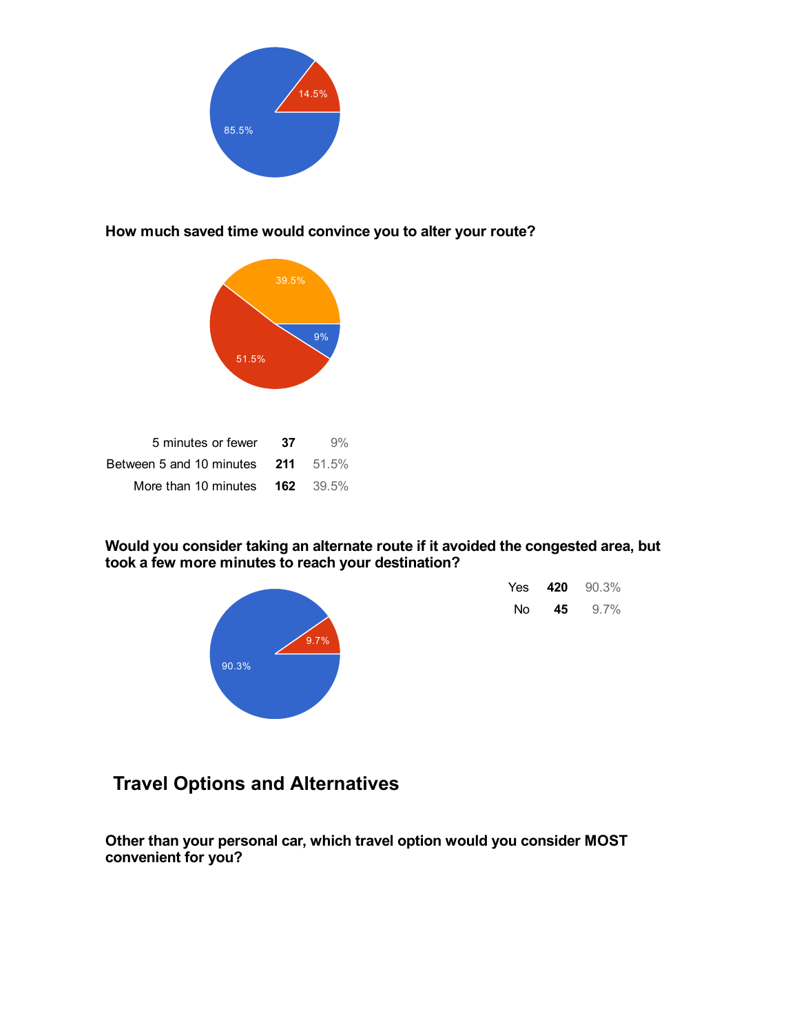85.5%

14.5%

**How much saved time would convince you to alter your route?**

| | | |
|---|---|---|
| 5 minutes or fewer | **37** | 9% |
| Between 5 and 10 minutes | **211** | 51.5% |
| More than 10 minutes | **162** | 39.5% |

**Would you consider taking an alternate route if it avoided the congested area, but took a few more minutes to reach your destination?**

| | | |
|---|---|---|
| Yes | **420** | 90.3% |
| No | **45** | 9.7% |

## Travel Options and Alternatives

**Other than your personal car, which travel option would you consider MOST convenient for you?**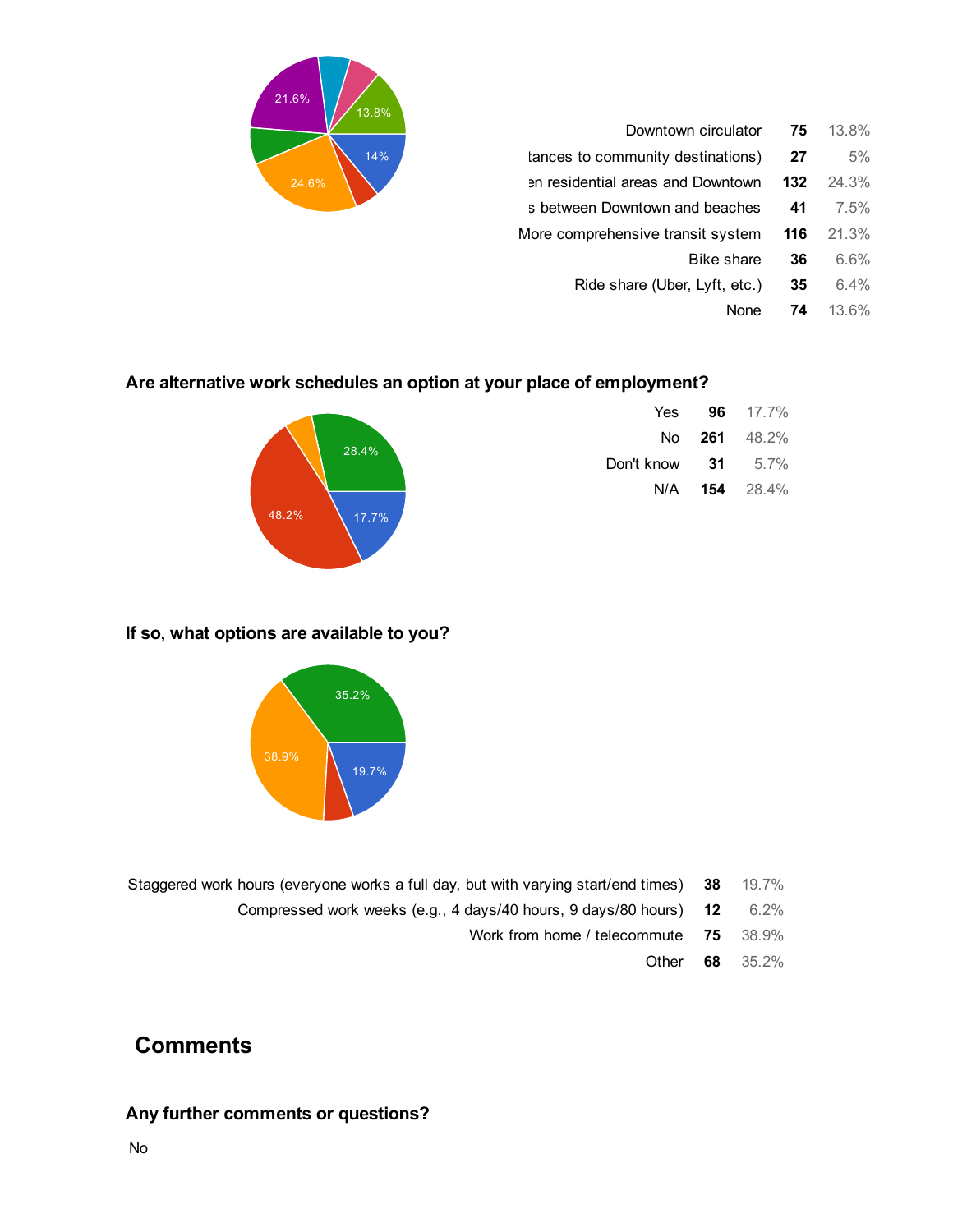| | | |
|---|---|---|
| Downtown circulator | 75 | 13.8% |
| tances to community destinations) | 27 | 5% |
| en residential areas and Downtown | 132 | 24.3% |
| s between Downtown and beaches | 41 | 7.5% |
| More comprehensive transit system | 116 | 21.3% |
| Bike share | 36 | 6.6% |
| Ride share (Uber, Lyft, etc.) | 35 | 6.4% |
| None | 74 | 13.6% |

### Are alternative work schedules an option at your place of employment?

| | | |
|---|---|---|
| Yes | 96 | 17.7% |
| No | 261 | 48.2% |
| Don't know | 31 | 5.7% |
| N/A | 154 | 28.4% |

### If so, what options are available to you?

| | | |
|---|---|---|
| Staggered work hours (everyone works a full day, but with varying start/end times) | 38 | 19.7% |
| Compressed work weeks (e.g., 4 days/40 hours, 9 days/80 hours) | 12 | 6.2% |
| Work from home / telecommute | 75 | 38.9% |
| Other | 68 | 35.2% |

## Comments

### Any further comments or questions?

No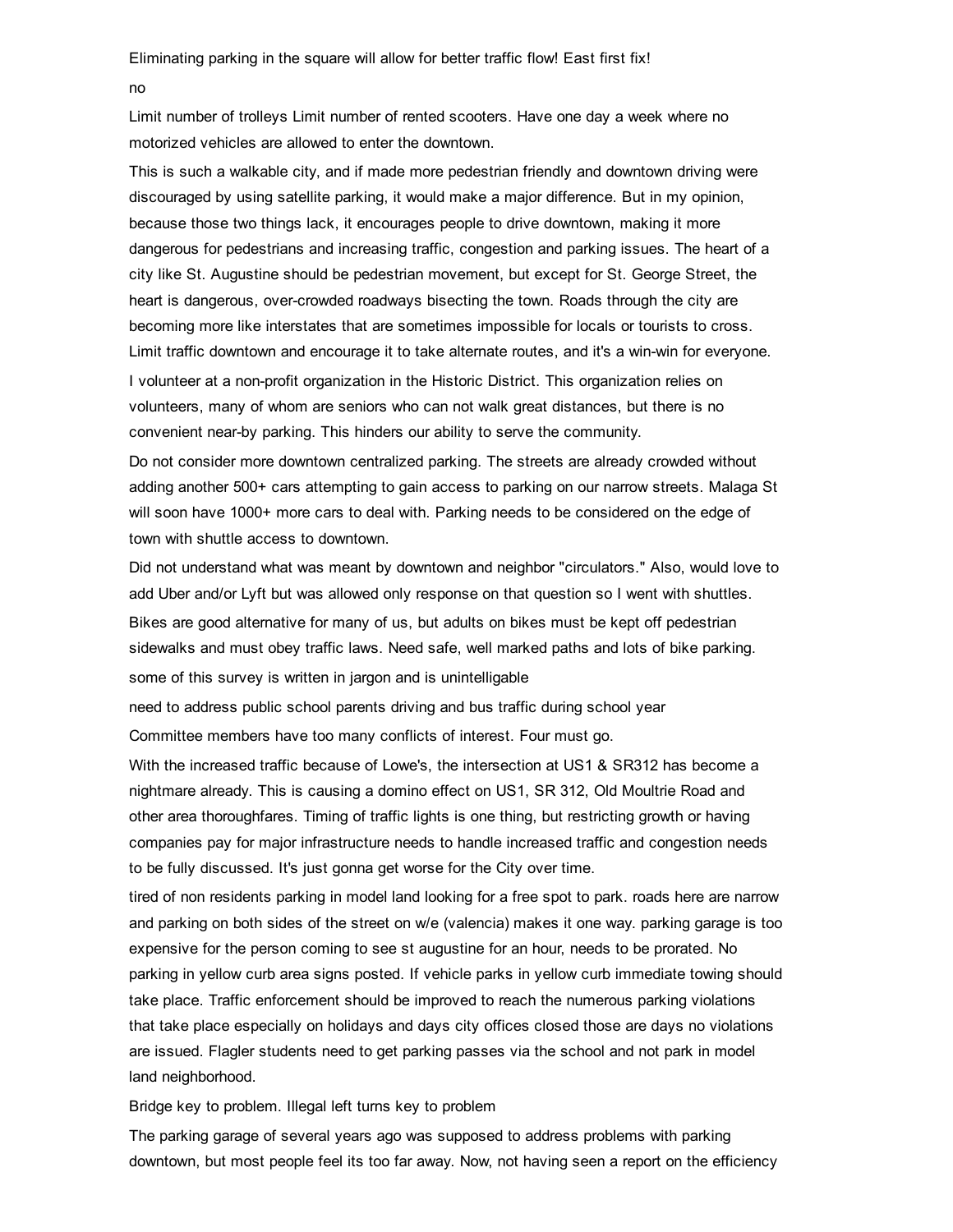Eliminating parking in the square will allow for better traffic flow! East first fix!

no

Limit number of trolleys Limit number of rented scooters. Have one day a week where no motorized vehicles are allowed to enter the downtown.

This is such a walkable city, and if made more pedestrian friendly and downtown driving were discouraged by using satellite parking, it would make a major difference. But in my opinion, because those two things lack, it encourages people to drive downtown, making it more dangerous for pedestrians and increasing traffic, congestion and parking issues. The heart of a city like St. Augustine should be pedestrian movement, but except for St. George Street, the heart is dangerous, over-crowded roadways bisecting the town. Roads through the city are becoming more like interstates that are sometimes impossible for locals or tourists to cross. Limit traffic downtown and encourage it to take alternate routes, and it's a win-win for everyone.

I volunteer at a non-profit organization in the Historic District. This organization relies on volunteers, many of whom are seniors who can not walk great distances, but there is no convenient near-by parking. This hinders our ability to serve the community.

Do not consider more downtown centralized parking. The streets are already crowded without adding another 500+ cars attempting to gain access to parking on our narrow streets. Malaga St will soon have 1000+ more cars to deal with. Parking needs to be considered on the edge of town with shuttle access to downtown.

Did not understand what was meant by downtown and neighbor "circulators." Also, would love to add Uber and/or Lyft but was allowed only response on that question so I went with shuttles.

Bikes are good alternative for many of us, but adults on bikes must be kept off pedestrian sidewalks and must obey traffic laws. Need safe, well marked paths and lots of bike parking.

some of this survey is written in jargon and is unintelligable

need to address public school parents driving and bus traffic during school year

Committee members have too many conflicts of interest. Four must go.

With the increased traffic because of Lowe's, the intersection at US1 & SR312 has become a nightmare already. This is causing a domino effect on US1, SR 312, Old Moultrie Road and other area thoroughfares. Timing of traffic lights is one thing, but restricting growth or having companies pay for major infrastructure needs to handle increased traffic and congestion needs to be fully discussed. It's just gonna get worse for the City over time.

tired of non residents parking in model land looking for a free spot to park. roads here are narrow and parking on both sides of the street on w/e (valencia) makes it one way. parking garage is too expensive for the person coming to see st augustine for an hour, needs to be prorated. No parking in yellow curb area signs posted. If vehicle parks in yellow curb immediate towing should take place. Traffic enforcement should be improved to reach the numerous parking violations that take place especially on holidays and days city offices closed those are days no violations are issued. Flagler students need to get parking passes via the school and not park in model land neighborhood.

Bridge key to problem. Illegal left turns key to problem

The parking garage of several years ago was supposed to address problems with parking downtown, but most people feel its too far away. Now, not having seen a report on the efficiency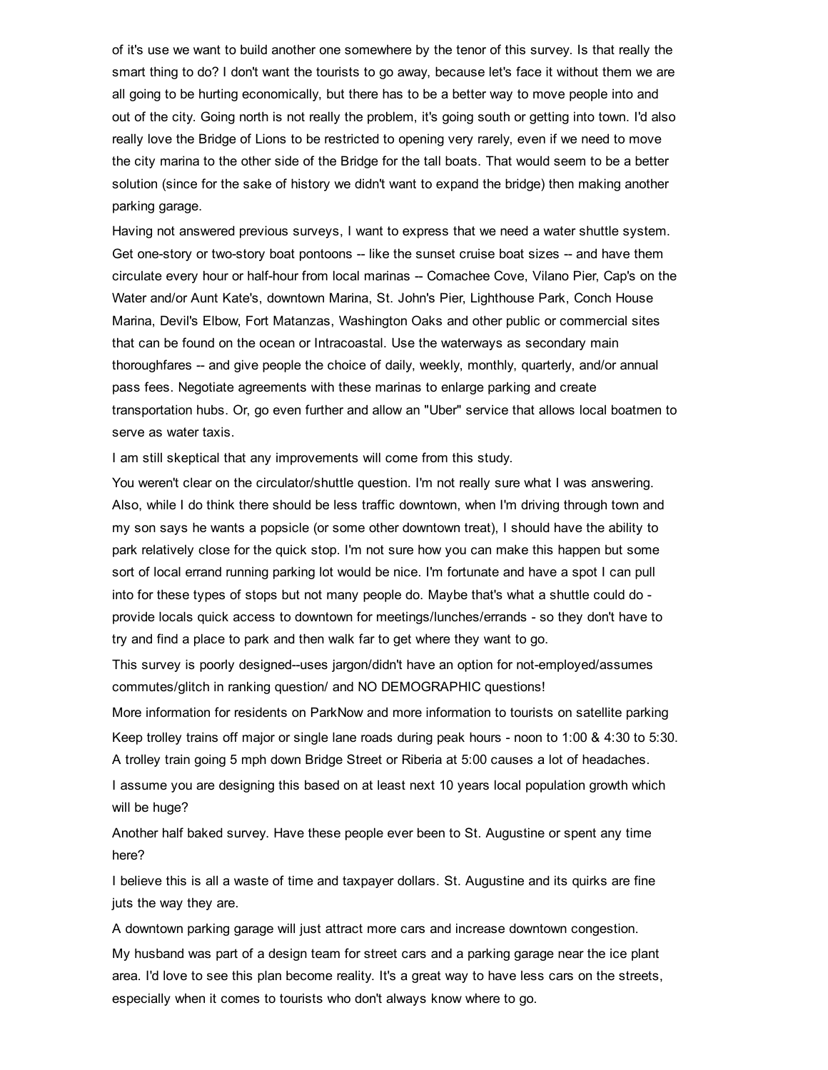of it's use we want to build another one somewhere by the tenor of this survey. Is that really the smart thing to do? I don't want the tourists to go away, because let's face it without them we are all going to be hurting economically, but there has to be a better way to move people into and out of the city. Going north is not really the problem, it's going south or getting into town. I'd also really love the Bridge of Lions to be restricted to opening very rarely, even if we need to move the city marina to the other side of the Bridge for the tall boats. That would seem to be a better solution (since for the sake of history we didn't want to expand the bridge) then making another parking garage.

Having not answered previous surveys, I want to express that we need a water shuttle system. Get one-story or two-story boat pontoons -- like the sunset cruise boat sizes -- and have them circulate every hour or half-hour from local marinas -- Comachee Cove, Vilano Pier, Cap's on the Water and/or Aunt Kate's, downtown Marina, St. John's Pier, Lighthouse Park, Conch House Marina, Devil's Elbow, Fort Matanzas, Washington Oaks and other public or commercial sites that can be found on the ocean or Intracoastal. Use the waterways as secondary main thoroughfares -- and give people the choice of daily, weekly, monthly, quarterly, and/or annual pass fees. Negotiate agreements with these marinas to enlarge parking and create transportation hubs. Or, go even further and allow an "Uber" service that allows local boatmen to serve as water taxis.

I am still skeptical that any improvements will come from this study.

You weren't clear on the circulator/shuttle question. I'm not really sure what I was answering. Also, while I do think there should be less traffic downtown, when I'm driving through town and my son says he wants a popsicle (or some other downtown treat), I should have the ability to park relatively close for the quick stop. I'm not sure how you can make this happen but some sort of local errand running parking lot would be nice. I'm fortunate and have a spot I can pull into for these types of stops but not many people do. Maybe that's what a shuttle could do - provide locals quick access to downtown for meetings/lunches/errands - so they don't have to try and find a place to park and then walk far to get where they want to go.

This survey is poorly designed--uses jargon/didn't have an option for not-employed/assumes commutes/glitch in ranking question/ and NO DEMOGRAPHIC questions!

More information for residents on ParkNow and more information to tourists on satellite parking

Keep trolley trains off major or single lane roads during peak hours - noon to 1:00 & 4:30 to 5:30. A trolley train going 5 mph down Bridge Street or Riberia at 5:00 causes a lot of headaches.

I assume you are designing this based on at least next 10 years local population growth which will be huge?

Another half baked survey. Have these people ever been to St. Augustine or spent any time here?

I believe this is all a waste of time and taxpayer dollars. St. Augustine and its quirks are fine juts the way they are.

A downtown parking garage will just attract more cars and increase downtown congestion.

My husband was part of a design team for street cars and a parking garage near the ice plant area. I'd love to see this plan become reality. It's a great way to have less cars on the streets, especially when it comes to tourists who don't always know where to go.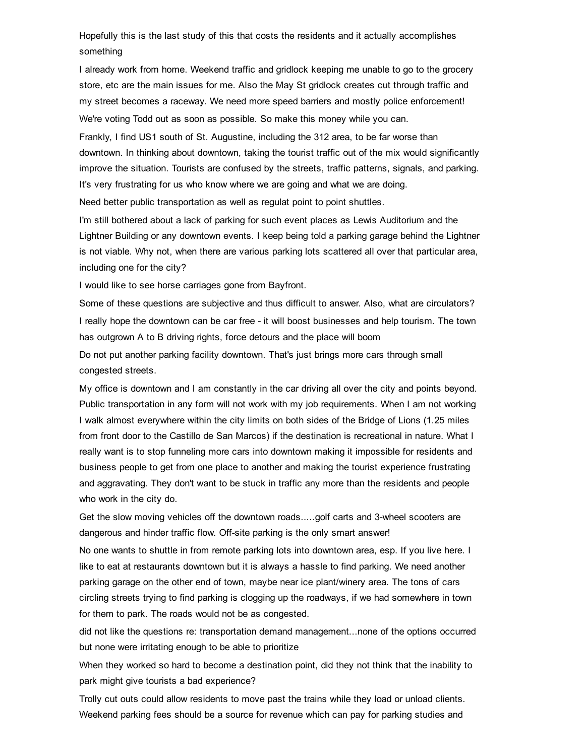Hopefully this is the last study of this that costs the residents and it actually accomplishes something

I already work from home. Weekend traffic and gridlock keeping me unable to go to the grocery store, etc are the main issues for me. Also the May St gridlock creates cut through traffic and my street becomes a raceway. We need more speed barriers and mostly police enforcement!

We're voting Todd out as soon as possible. So make this money while you can.

Frankly, I find US1 south of St. Augustine, including the 312 area, to be far worse than downtown. In thinking about downtown, taking the tourist traffic out of the mix would significantly improve the situation. Tourists are confused by the streets, traffic patterns, signals, and parking. It's very frustrating for us who know where we are going and what we are doing.

Need better public transportation as well as regulat point to point shuttles.

I'm still bothered about a lack of parking for such event places as Lewis Auditorium and the Lightner Building or any downtown events. I keep being told a parking garage behind the Lightner is not viable. Why not, when there are various parking lots scattered all over that particular area, including one for the city?

I would like to see horse carriages gone from Bayfront.

Some of these questions are subjective and thus difficult to answer. Also, what are circulators?

I really hope the downtown can be car free - it will boost businesses and help tourism. The town has outgrown A to B driving rights, force detours and the place will boom

Do not put another parking facility downtown. That's just brings more cars through small congested streets.

My office is downtown and I am constantly in the car driving all over the city and points beyond. Public transportation in any form will not work with my job requirements. When I am not working I walk almost everywhere within the city limits on both sides of the Bridge of Lions (1.25 miles from front door to the Castillo de San Marcos) if the destination is recreational in nature. What I really want is to stop funneling more cars into downtown making it impossible for residents and business people to get from one place to another and making the tourist experience frustrating and aggravating. They don't want to be stuck in traffic any more than the residents and people who work in the city do.

Get the slow moving vehicles off the downtown roads.....golf carts and 3-wheel scooters are dangerous and hinder traffic flow. Off-site parking is the only smart answer!

No one wants to shuttle in from remote parking lots into downtown area, esp. If you live here. I like to eat at restaurants downtown but it is always a hassle to find parking. We need another parking garage on the other end of town, maybe near ice plant/winery area. The tons of cars circling streets trying to find parking is clogging up the roadways, if we had somewhere in town for them to park. The roads would not be as congested.

did not like the questions re: transportation demand management...none of the options occurred but none were irritating enough to be able to prioritize

When they worked so hard to become a destination point, did they not think that the inability to park might give tourists a bad experience?

Trolly cut outs could allow residents to move past the trains while they load or unload clients. Weekend parking fees should be a source for revenue which can pay for parking studies and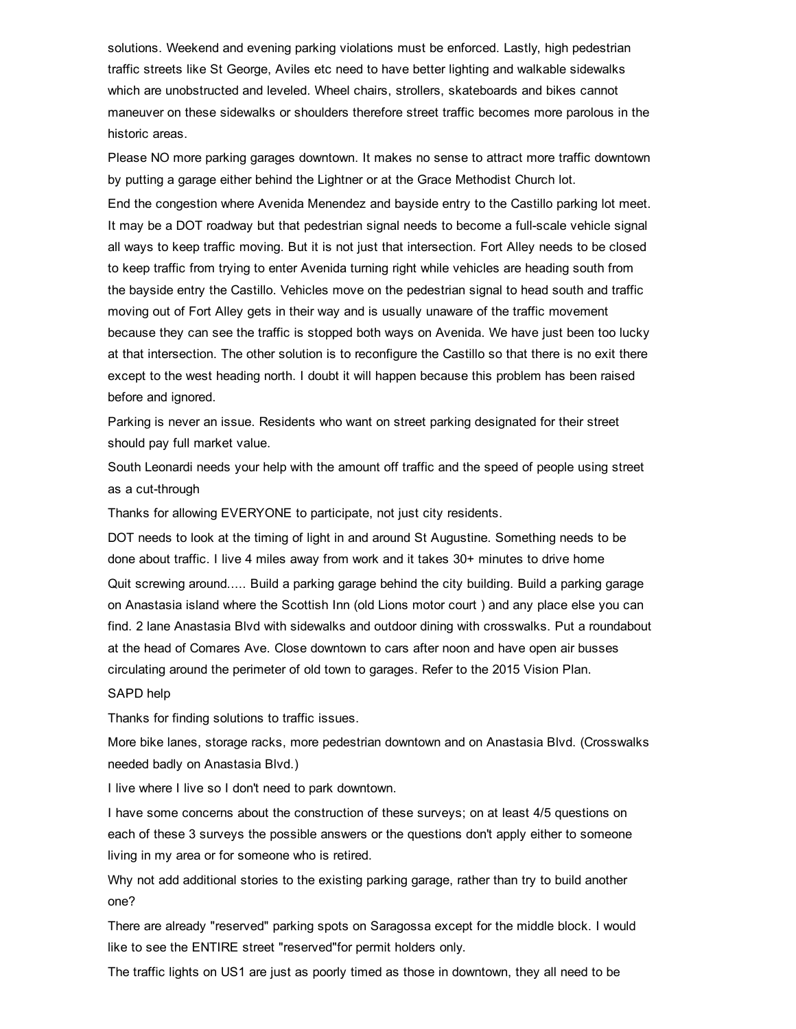solutions. Weekend and evening parking violations must be enforced. Lastly, high pedestrian traffic streets like St George, Aviles etc need to have better lighting and walkable sidewalks which are unobstructed and leveled. Wheel chairs, strollers, skateboards and bikes cannot maneuver on these sidewalks or shoulders therefore street traffic becomes more parolous in the historic areas.

Please NO more parking garages downtown. It makes no sense to attract more traffic downtown by putting a garage either behind the Lightner or at the Grace Methodist Church lot.

End the congestion where Avenida Menendez and bayside entry to the Castillo parking lot meet. It may be a DOT roadway but that pedestrian signal needs to become a full-scale vehicle signal all ways to keep traffic moving. But it is not just that intersection. Fort Alley needs to be closed to keep traffic from trying to enter Avenida turning right while vehicles are heading south from the bayside entry the Castillo. Vehicles move on the pedestrian signal to head south and traffic moving out of Fort Alley gets in their way and is usually unaware of the traffic movement because they can see the traffic is stopped both ways on Avenida. We have just been too lucky at that intersection. The other solution is to reconfigure the Castillo so that there is no exit there except to the west heading north. I doubt it will happen because this problem has been raised before and ignored.

Parking is never an issue. Residents who want on street parking designated for their street should pay full market value.

South Leonardi needs your help with the amount off traffic and the speed of people using street as a cut-through

Thanks for allowing EVERYONE to participate, not just city residents.

DOT needs to look at the timing of light in and around St Augustine. Something needs to be done about traffic. I live 4 miles away from work and it takes 30+ minutes to drive home

Quit screwing around..... Build a parking garage behind the city building. Build a parking garage on Anastasia island where the Scottish Inn (old Lions motor court ) and any place else you can find. 2 lane Anastasia Blvd with sidewalks and outdoor dining with crosswalks. Put a roundabout at the head of Comares Ave. Close downtown to cars after noon and have open air busses circulating around the perimeter of old town to garages. Refer to the 2015 Vision Plan.

SAPD help

Thanks for finding solutions to traffic issues.

More bike lanes, storage racks, more pedestrian downtown and on Anastasia Blvd. (Crosswalks needed badly on Anastasia Blvd.)

I live where I live so I don't need to park downtown.

I have some concerns about the construction of these surveys; on at least 4/5 questions on each of these 3 surveys the possible answers or the questions don't apply either to someone living in my area or for someone who is retired.

Why not add additional stories to the existing parking garage, rather than try to build another one?

There are already "reserved" parking spots on Saragossa except for the middle block. I would like to see the ENTIRE street "reserved"for permit holders only.

The traffic lights on US1 are just as poorly timed as those in downtown, they all need to be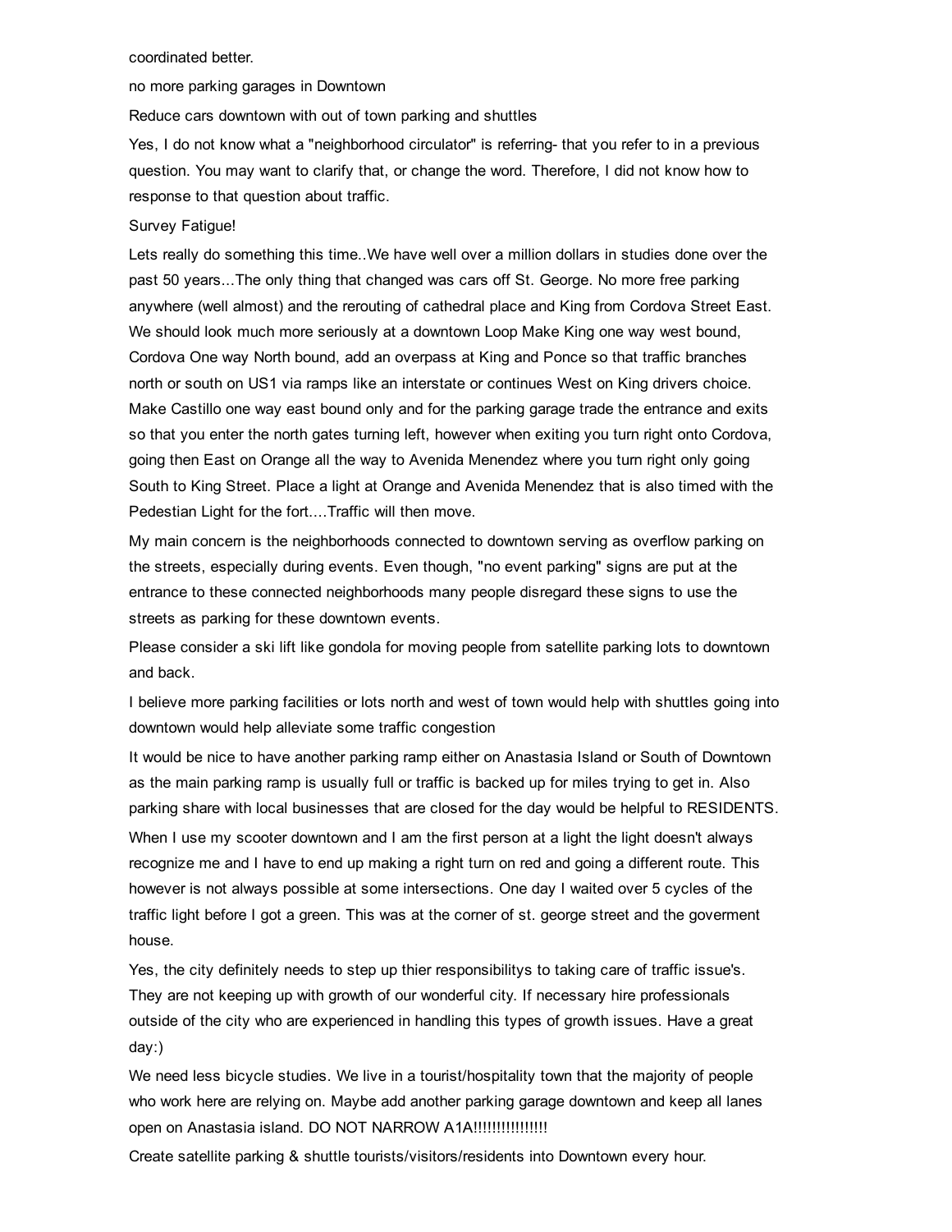coordinated better.

no more parking garages in Downtown

Reduce cars downtown with out of town parking and shuttles

Yes, I do not know what a "neighborhood circulator" is referring- that you refer to in a previous question. You may want to clarify that, or change the word. Therefore, I did not know how to response to that question about traffic.

Survey Fatigue!

Lets really do something this time..We have well over a million dollars in studies done over the past 50 years...The only thing that changed was cars off St. George. No more free parking anywhere (well almost) and the rerouting of cathedral place and King from Cordova Street East. We should look much more seriously at a downtown Loop Make King one way west bound, Cordova One way North bound, add an overpass at King and Ponce so that traffic branches north or south on US1 via ramps like an interstate or continues West on King drivers choice. Make Castillo one way east bound only and for the parking garage trade the entrance and exits so that you enter the north gates turning left, however when exiting you turn right onto Cordova, going then East on Orange all the way to Avenida Menendez where you turn right only going South to King Street. Place a light at Orange and Avenida Menendez that is also timed with the Pedestian Light for the fort....Traffic will then move.

My main concern is the neighborhoods connected to downtown serving as overflow parking on the streets, especially during events. Even though, "no event parking" signs are put at the entrance to these connected neighborhoods many people disregard these signs to use the streets as parking for these downtown events.

Please consider a ski lift like gondola for moving people from satellite parking lots to downtown and back.

I believe more parking facilities or lots north and west of town would help with shuttles going into downtown would help alleviate some traffic congestion

It would be nice to have another parking ramp either on Anastasia Island or South of Downtown as the main parking ramp is usually full or traffic is backed up for miles trying to get in. Also parking share with local businesses that are closed for the day would be helpful to RESIDENTS.

When I use my scooter downtown and I am the first person at a light the light doesn't always recognize me and I have to end up making a right turn on red and going a different route. This however is not always possible at some intersections. One day I waited over 5 cycles of the traffic light before I got a green. This was at the corner of st. george street and the goverment house.

Yes, the city definitely needs to step up thier responsibilitys to taking care of traffic issue's. They are not keeping up with growth of our wonderful city. If necessary hire professionals outside of the city who are experienced in handling this types of growth issues. Have a great day:)

We need less bicycle studies. We live in a tourist/hospitality town that the majority of people who work here are relying on. Maybe add another parking garage downtown and keep all lanes open on Anastasia island. DO NOT NARROW A1A!!!!!!!!!!!!!!!!

Create satellite parking & shuttle tourists/visitors/residents into Downtown every hour.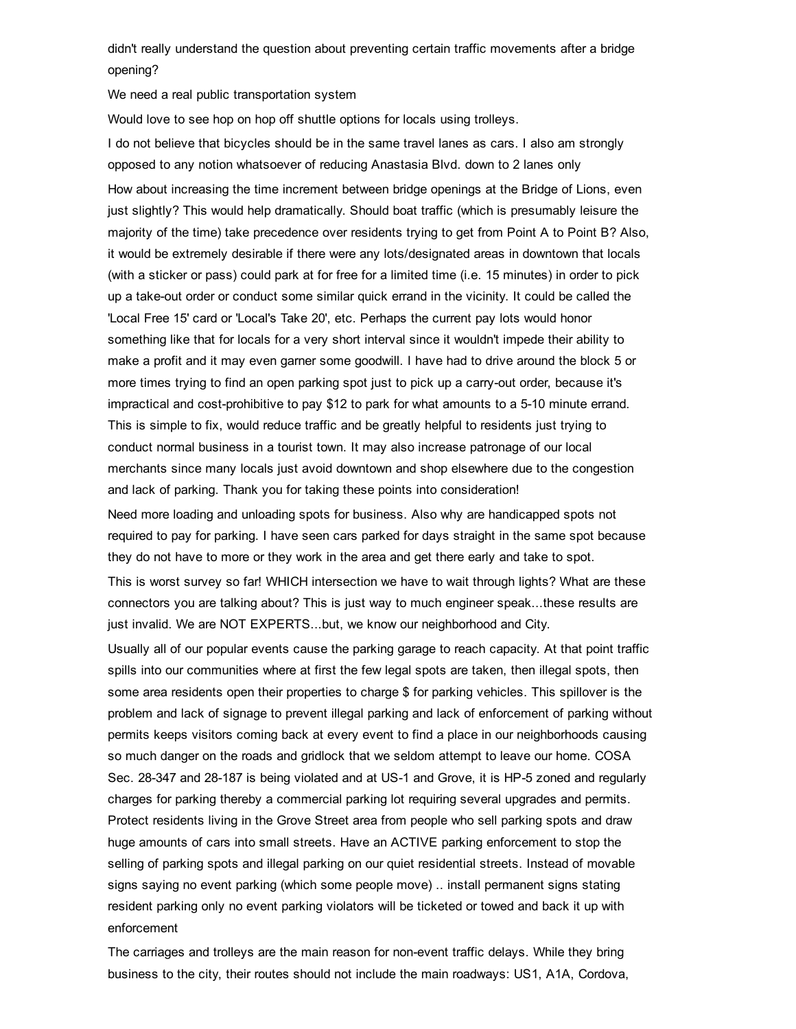didn't really understand the question about preventing certain traffic movements after a bridge opening?

We need a real public transportation system

Would love to see hop on hop off shuttle options for locals using trolleys.

I do not believe that bicycles should be in the same travel lanes as cars. I also am strongly opposed to any notion whatsoever of reducing Anastasia Blvd. down to 2 lanes only

How about increasing the time increment between bridge openings at the Bridge of Lions, even just slightly? This would help dramatically. Should boat traffic (which is presumably leisure the majority of the time) take precedence over residents trying to get from Point A to Point B? Also, it would be extremely desirable if there were any lots/designated areas in downtown that locals (with a sticker or pass) could park at for free for a limited time (i.e. 15 minutes) in order to pick up a take-out order or conduct some similar quick errand in the vicinity. It could be called the 'Local Free 15' card or 'Local's Take 20', etc. Perhaps the current pay lots would honor something like that for locals for a very short interval since it wouldn't impede their ability to make a profit and it may even garner some goodwill. I have had to drive around the block 5 or more times trying to find an open parking spot just to pick up a carry-out order, because it's impractical and cost-prohibitive to pay $12 to park for what amounts to a 5-10 minute errand. This is simple to fix, would reduce traffic and be greatly helpful to residents just trying to conduct normal business in a tourist town. It may also increase patronage of our local merchants since many locals just avoid downtown and shop elsewhere due to the congestion and lack of parking. Thank you for taking these points into consideration!

Need more loading and unloading spots for business. Also why are handicapped spots not required to pay for parking. I have seen cars parked for days straight in the same spot because they do not have to more or they work in the area and get there early and take to spot.

This is worst survey so far! WHICH intersection we have to wait through lights? What are these connectors you are talking about? This is just way to much engineer speak...these results are just invalid. We are NOT EXPERTS...but, we know our neighborhood and City.

Usually all of our popular events cause the parking garage to reach capacity. At that point traffic spills into our communities where at first the few legal spots are taken, then illegal spots, then some area residents open their properties to charge $ for parking vehicles. This spillover is the problem and lack of signage to prevent illegal parking and lack of enforcement of parking without permits keeps visitors coming back at every event to find a place in our neighborhoods causing so much danger on the roads and gridlock that we seldom attempt to leave our home. COSA Sec. 28-347 and 28-187 is being violated and at US-1 and Grove, it is HP-5 zoned and regularly charges for parking thereby a commercial parking lot requiring several upgrades and permits. Protect residents living in the Grove Street area from people who sell parking spots and draw huge amounts of cars into small streets. Have an ACTIVE parking enforcement to stop the selling of parking spots and illegal parking on our quiet residential streets. Instead of movable signs saying no event parking (which some people move) .. install permanent signs stating resident parking only no event parking violators will be ticketed or towed and back it up with enforcement

The carriages and trolleys are the main reason for non-event traffic delays. While they bring business to the city, their routes should not include the main roadways: US1, A1A, Cordova,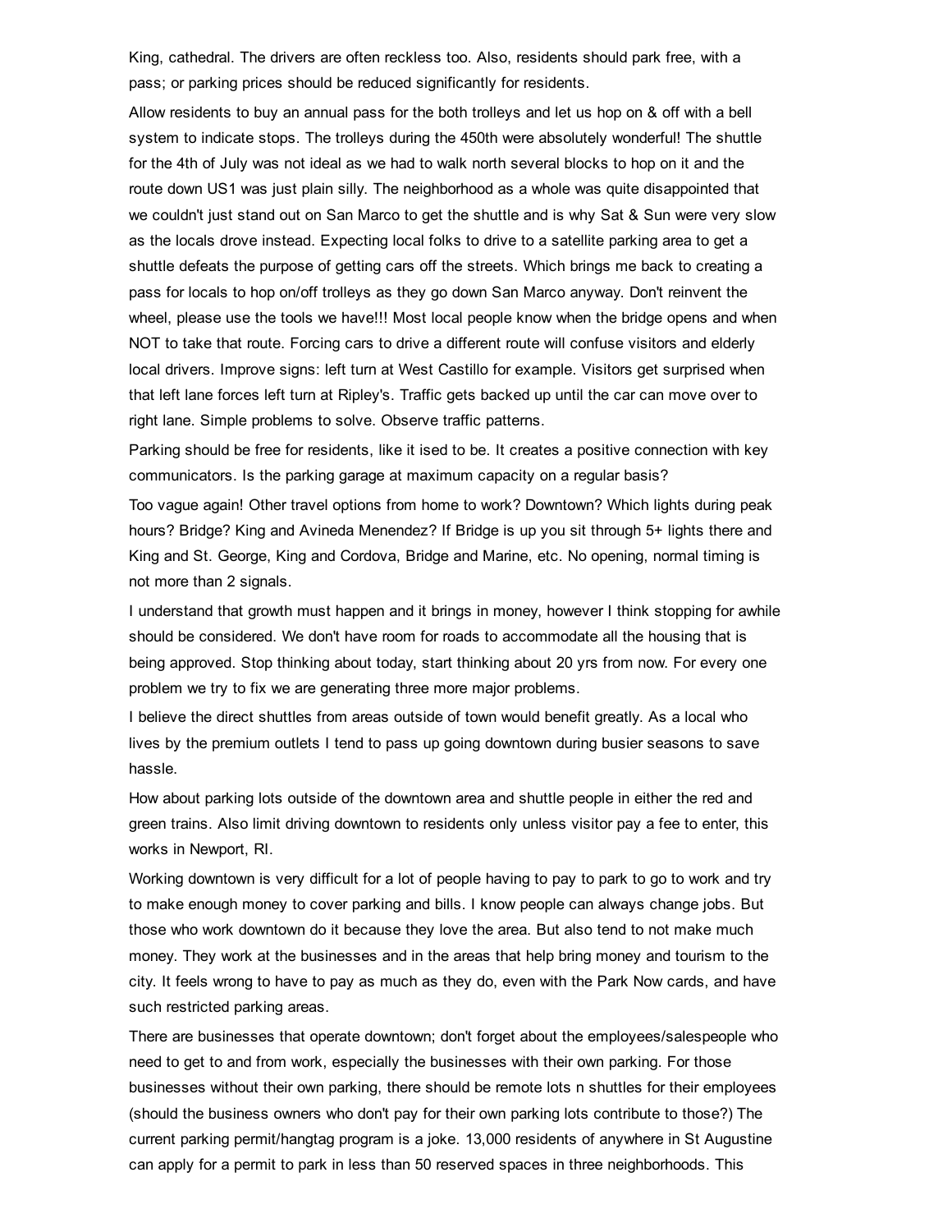King, cathedral. The drivers are often reckless too. Also, residents should park free, with a pass; or parking prices should be reduced significantly for residents.

Allow residents to buy an annual pass for the both trolleys and let us hop on & off with a bell system to indicate stops. The trolleys during the 450th were absolutely wonderful! The shuttle for the 4th of July was not ideal as we had to walk north several blocks to hop on it and the route down US1 was just plain silly. The neighborhood as a whole was quite disappointed that we couldn't just stand out on San Marco to get the shuttle and is why Sat & Sun were very slow as the locals drove instead. Expecting local folks to drive to a satellite parking area to get a shuttle defeats the purpose of getting cars off the streets. Which brings me back to creating a pass for locals to hop on/off trolleys as they go down San Marco anyway. Don't reinvent the wheel, please use the tools we have!!! Most local people know when the bridge opens and when NOT to take that route. Forcing cars to drive a different route will confuse visitors and elderly local drivers. Improve signs: left turn at West Castillo for example. Visitors get surprised when that left lane forces left turn at Ripley's. Traffic gets backed up until the car can move over to right lane. Simple problems to solve. Observe traffic patterns.

Parking should be free for residents, like it ised to be. It creates a positive connection with key communicators. Is the parking garage at maximum capacity on a regular basis?

Too vague again! Other travel options from home to work? Downtown? Which lights during peak hours? Bridge? King and Avineda Menendez? If Bridge is up you sit through 5+ lights there and King and St. George, King and Cordova, Bridge and Marine, etc. No opening, normal timing is not more than 2 signals.

I understand that growth must happen and it brings in money, however I think stopping for awhile should be considered. We don't have room for roads to accommodate all the housing that is being approved. Stop thinking about today, start thinking about 20 yrs from now. For every one problem we try to fix we are generating three more major problems.

I believe the direct shuttles from areas outside of town would benefit greatly. As a local who lives by the premium outlets I tend to pass up going downtown during busier seasons to save hassle.

How about parking lots outside of the downtown area and shuttle people in either the red and green trains. Also limit driving downtown to residents only unless visitor pay a fee to enter, this works in Newport, RI.

Working downtown is very difficult for a lot of people having to pay to park to go to work and try to make enough money to cover parking and bills. I know people can always change jobs. But those who work downtown do it because they love the area. But also tend to not make much money. They work at the businesses and in the areas that help bring money and tourism to the city. It feels wrong to have to pay as much as they do, even with the Park Now cards, and have such restricted parking areas.

There are businesses that operate downtown; don't forget about the employees/salespeople who need to get to and from work, especially the businesses with their own parking. For those businesses without their own parking, there should be remote lots n shuttles for their employees (should the business owners who don't pay for their own parking lots contribute to those?) The current parking permit/hangtag program is a joke. 13,000 residents of anywhere in St Augustine can apply for a permit to park in less than 50 reserved spaces in three neighborhoods. This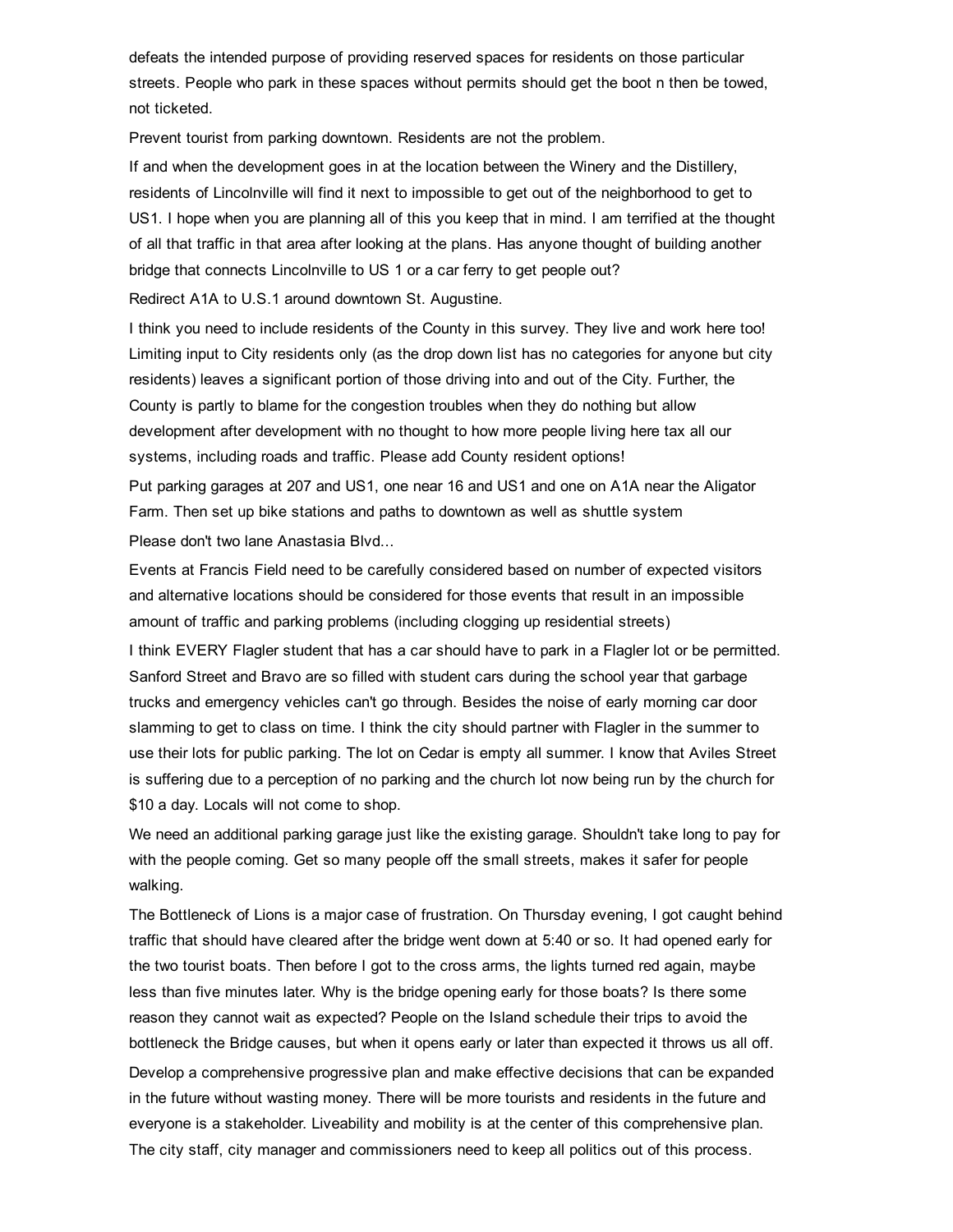defeats the intended purpose of providing reserved spaces for residents on those particular streets. People who park in these spaces without permits should get the boot n then be towed, not ticketed.

Prevent tourist from parking downtown. Residents are not the problem.

If and when the development goes in at the location between the Winery and the Distillery, residents of Lincolnville will find it next to impossible to get out of the neighborhood to get to US1. I hope when you are planning all of this you keep that in mind. I am terrified at the thought of all that traffic in that area after looking at the plans. Has anyone thought of building another bridge that connects Lincolnville to US 1 or a car ferry to get people out?

Redirect A1A to U.S.1 around downtown St. Augustine.

I think you need to include residents of the County in this survey. They live and work here too! Limiting input to City residents only (as the drop down list has no categories for anyone but city residents) leaves a significant portion of those driving into and out of the City. Further, the County is partly to blame for the congestion troubles when they do nothing but allow development after development with no thought to how more people living here tax all our systems, including roads and traffic. Please add County resident options!

Put parking garages at 207 and US1, one near 16 and US1 and one on A1A near the Aligator Farm. Then set up bike stations and paths to downtown as well as shuttle system

Please don't two lane Anastasia Blvd...

Events at Francis Field need to be carefully considered based on number of expected visitors and alternative locations should be considered for those events that result in an impossible amount of traffic and parking problems (including clogging up residential streets)

I think EVERY Flagler student that has a car should have to park in a Flagler lot or be permitted. Sanford Street and Bravo are so filled with student cars during the school year that garbage trucks and emergency vehicles can't go through. Besides the noise of early morning car door slamming to get to class on time. I think the city should partner with Flagler in the summer to use their lots for public parking. The lot on Cedar is empty all summer. I know that Aviles Street is suffering due to a perception of no parking and the church lot now being run by the church for $10 a day. Locals will not come to shop.

We need an additional parking garage just like the existing garage. Shouldn't take long to pay for with the people coming. Get so many people off the small streets, makes it safer for people walking.

The Bottleneck of Lions is a major case of frustration. On Thursday evening, I got caught behind traffic that should have cleared after the bridge went down at 5:40 or so. It had opened early for the two tourist boats. Then before I got to the cross arms, the lights turned red again, maybe less than five minutes later. Why is the bridge opening early for those boats? Is there some reason they cannot wait as expected? People on the Island schedule their trips to avoid the bottleneck the Bridge causes, but when it opens early or later than expected it throws us all off.

Develop a comprehensive progressive plan and make effective decisions that can be expanded in the future without wasting money. There will be more tourists and residents in the future and everyone is a stakeholder. Liveability and mobility is at the center of this comprehensive plan. The city staff, city manager and commissioners need to keep all politics out of this process.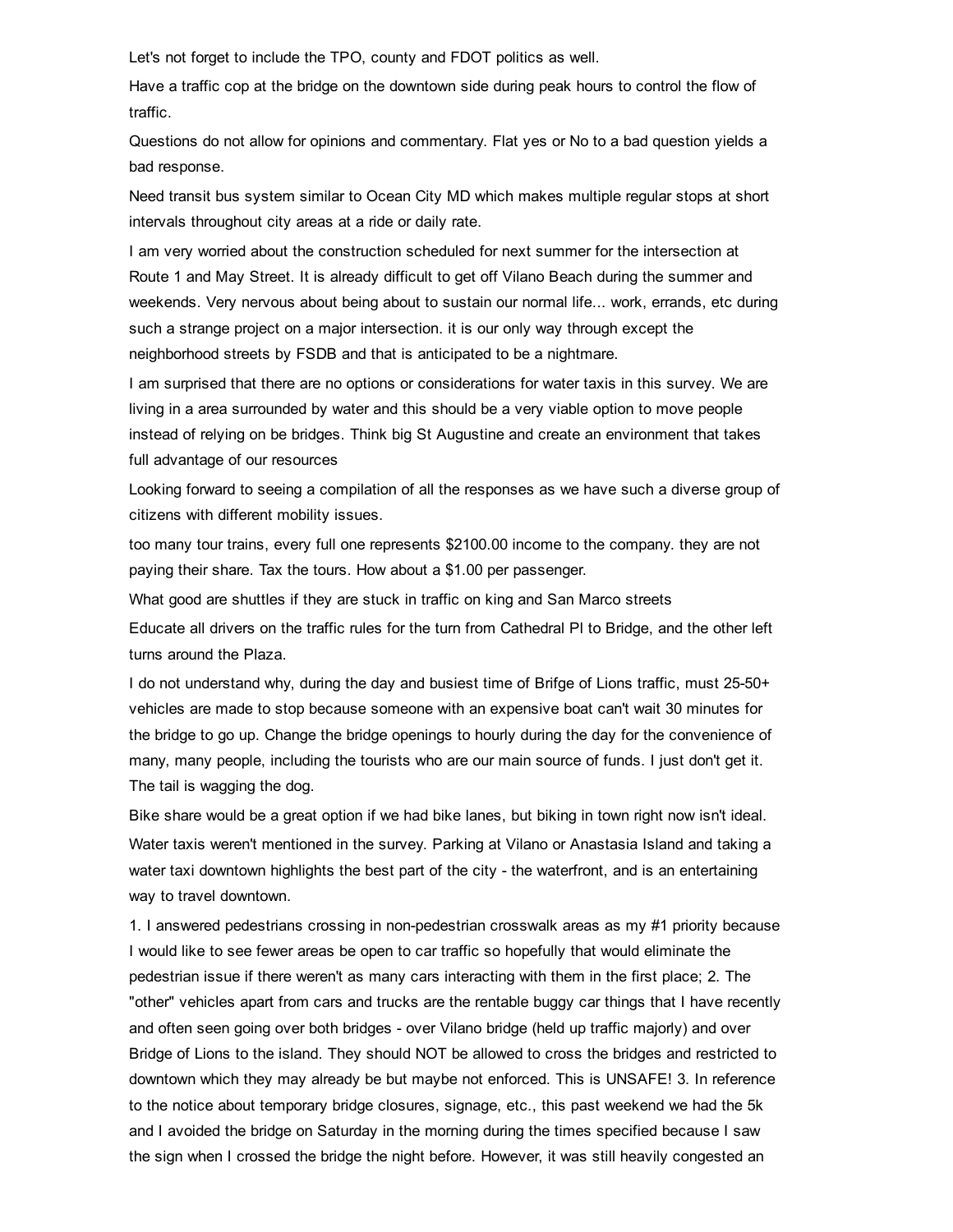Let's not forget to include the TPO, county and FDOT politics as well.

Have a traffic cop at the bridge on the downtown side during peak hours to control the flow of traffic.

Questions do not allow for opinions and commentary. Flat yes or No to a bad question yields a bad response.

Need transit bus system similar to Ocean City MD which makes multiple regular stops at short intervals throughout city areas at a ride or daily rate.

I am very worried about the construction scheduled for next summer for the intersection at Route 1 and May Street. It is already difficult to get off Vilano Beach during the summer and weekends. Very nervous about being about to sustain our normal life... work, errands, etc during such a strange project on a major intersection. it is our only way through except the neighborhood streets by FSDB and that is anticipated to be a nightmare.

I am surprised that there are no options or considerations for water taxis in this survey. We are living in a area surrounded by water and this should be a very viable option to move people instead of relying on be bridges. Think big St Augustine and create an environment that takes full advantage of our resources

Looking forward to seeing a compilation of all the responses as we have such a diverse group of citizens with different mobility issues.

too many tour trains, every full one represents $2100.00 income to the company. they are not paying their share. Tax the tours. How about a $1.00 per passenger.

What good are shuttles if they are stuck in traffic on king and San Marco streets

Educate all drivers on the traffic rules for the turn from Cathedral Pl to Bridge, and the other left turns around the Plaza.

I do not understand why, during the day and busiest time of Brifge of Lions traffic, must 25-50+ vehicles are made to stop because someone with an expensive boat can't wait 30 minutes for the bridge to go up. Change the bridge openings to hourly during the day for the convenience of many, many people, including the tourists who are our main source of funds. I just don't get it. The tail is wagging the dog.

Bike share would be a great option if we had bike lanes, but biking in town right now isn't ideal.

Water taxis weren't mentioned in the survey. Parking at Vilano or Anastasia Island and taking a water taxi downtown highlights the best part of the city - the waterfront, and is an entertaining way to travel downtown.

1. I answered pedestrians crossing in non-pedestrian crosswalk areas as my #1 priority because I would like to see fewer areas be open to car traffic so hopefully that would eliminate the pedestrian issue if there weren't as many cars interacting with them in the first place; 2. The "other" vehicles apart from cars and trucks are the rentable buggy car things that I have recently and often seen going over both bridges - over Vilano bridge (held up traffic majorly) and over Bridge of Lions to the island. They should NOT be allowed to cross the bridges and restricted to downtown which they may already be but maybe not enforced. This is UNSAFE! 3. In reference to the notice about temporary bridge closures, signage, etc., this past weekend we had the 5k and I avoided the bridge on Saturday in the morning during the times specified because I saw the sign when I crossed the bridge the night before. However, it was still heavily congested an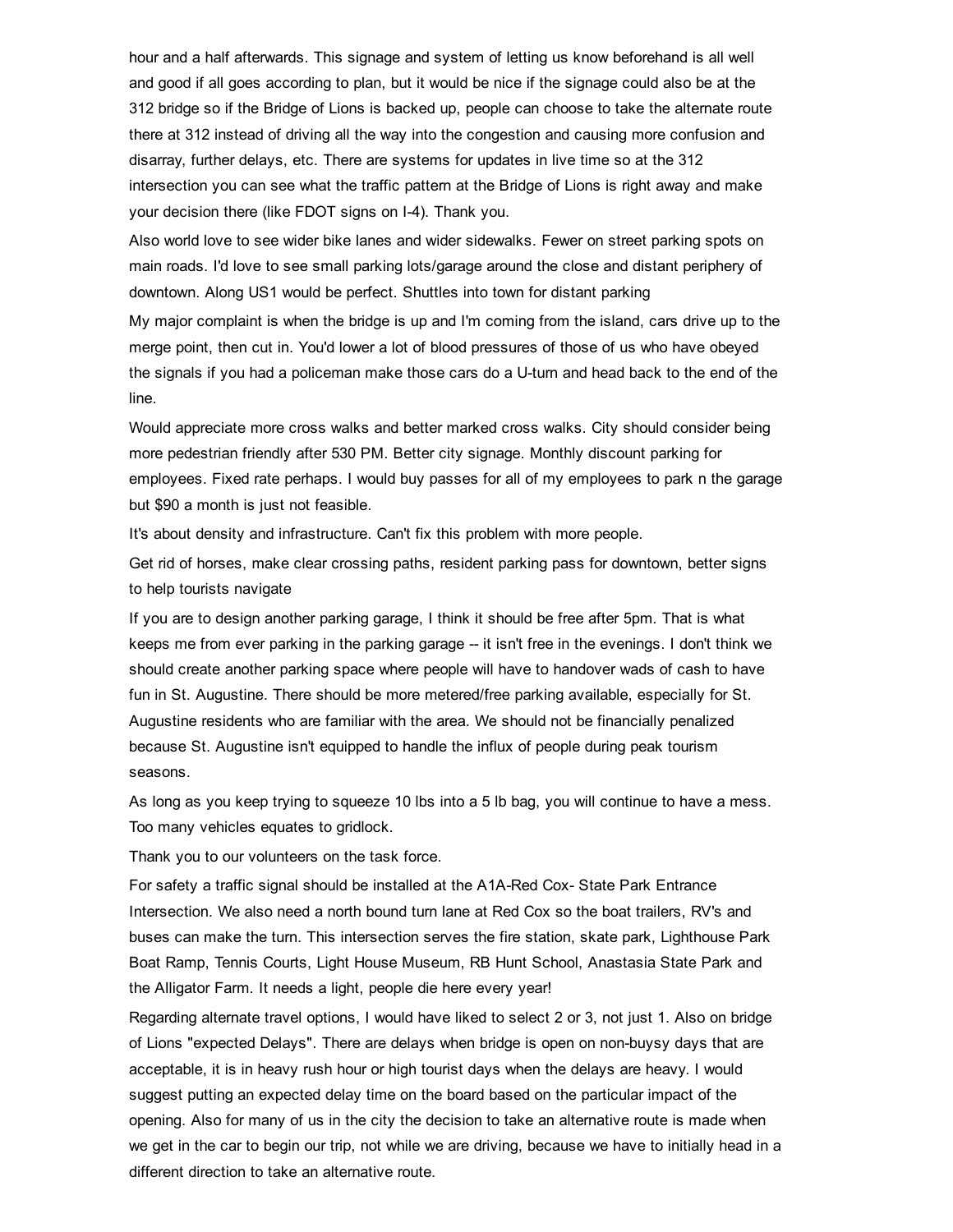hour and a half afterwards. This signage and system of letting us know beforehand is all well and good if all goes according to plan, but it would be nice if the signage could also be at the 312 bridge so if the Bridge of Lions is backed up, people can choose to take the alternate route there at 312 instead of driving all the way into the congestion and causing more confusion and disarray, further delays, etc. There are systems for updates in live time so at the 312 intersection you can see what the traffic pattern at the Bridge of Lions is right away and make your decision there (like FDOT signs on I-4). Thank you.

Also world love to see wider bike lanes and wider sidewalks. Fewer on street parking spots on main roads. I'd love to see small parking lots/garage around the close and distant periphery of downtown. Along US1 would be perfect. Shuttles into town for distant parking

My major complaint is when the bridge is up and I'm coming from the island, cars drive up to the merge point, then cut in. You'd lower a lot of blood pressures of those of us who have obeyed the signals if you had a policeman make those cars do a U-turn and head back to the end of the line.

Would appreciate more cross walks and better marked cross walks. City should consider being more pedestrian friendly after 530 PM. Better city signage. Monthly discount parking for employees. Fixed rate perhaps. I would buy passes for all of my employees to park n the garage but $90 a month is just not feasible.

It's about density and infrastructure. Can't fix this problem with more people.

Get rid of horses, make clear crossing paths, resident parking pass for downtown, better signs to help tourists navigate

If you are to design another parking garage, I think it should be free after 5pm. That is what keeps me from ever parking in the parking garage -- it isn't free in the evenings. I don't think we should create another parking space where people will have to handover wads of cash to have fun in St. Augustine. There should be more metered/free parking available, especially for St. Augustine residents who are familiar with the area. We should not be financially penalized because St. Augustine isn't equipped to handle the influx of people during peak tourism seasons.

As long as you keep trying to squeeze 10 lbs into a 5 lb bag, you will continue to have a mess. Too many vehicles equates to gridlock.

Thank you to our volunteers on the task force.

For safety a traffic signal should be installed at the A1A-Red Cox- State Park Entrance Intersection. We also need a north bound turn lane at Red Cox so the boat trailers, RV's and buses can make the turn. This intersection serves the fire station, skate park, Lighthouse Park Boat Ramp, Tennis Courts, Light House Museum, RB Hunt School, Anastasia State Park and the Alligator Farm. It needs a light, people die here every year!

Regarding alternate travel options, I would have liked to select 2 or 3, not just 1. Also on bridge of Lions "expected Delays". There are delays when bridge is open on non-buysy days that are acceptable, it is in heavy rush hour or high tourist days when the delays are heavy. I would suggest putting an expected delay time on the board based on the particular impact of the opening. Also for many of us in the city the decision to take an alternative route is made when we get in the car to begin our trip, not while we are driving, because we have to initially head in a different direction to take an alternative route.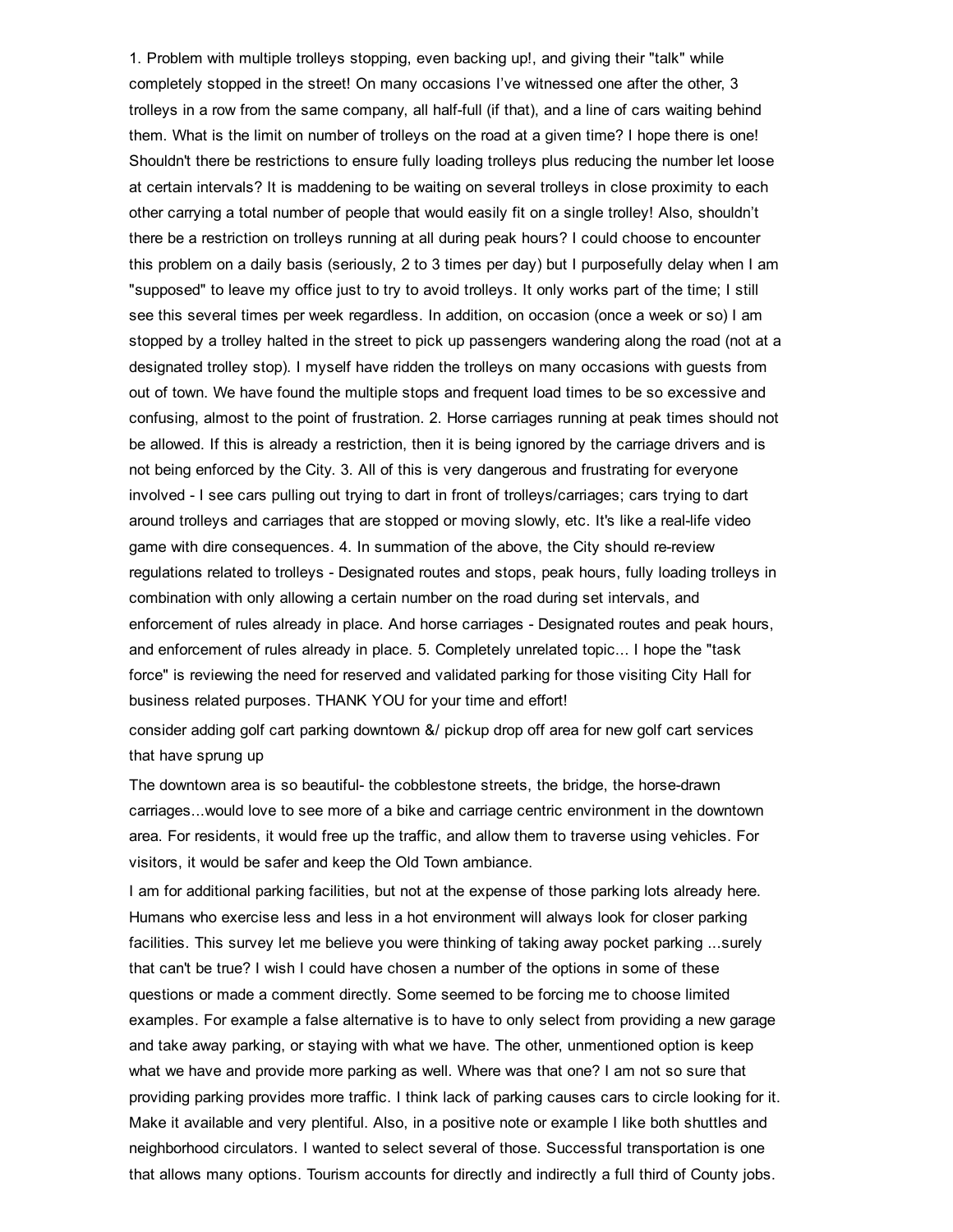1. Problem with multiple trolleys stopping, even backing up!, and giving their "talk" while completely stopped in the street! On many occasions I've witnessed one after the other, 3 trolleys in a row from the same company, all half-full (if that), and a line of cars waiting behind them. What is the limit on number of trolleys on the road at a given time? I hope there is one! Shouldn't there be restrictions to ensure fully loading trolleys plus reducing the number let loose at certain intervals? It is maddening to be waiting on several trolleys in close proximity to each other carrying a total number of people that would easily fit on a single trolley! Also, shouldn't there be a restriction on trolleys running at all during peak hours? I could choose to encounter this problem on a daily basis (seriously, 2 to 3 times per day) but I purposefully delay when I am "supposed" to leave my office just to try to avoid trolleys. It only works part of the time; I still see this several times per week regardless. In addition, on occasion (once a week or so) I am stopped by a trolley halted in the street to pick up passengers wandering along the road (not at a designated trolley stop). I myself have ridden the trolleys on many occasions with guests from out of town. We have found the multiple stops and frequent load times to be so excessive and confusing, almost to the point of frustration. 2. Horse carriages running at peak times should not be allowed. If this is already a restriction, then it is being ignored by the carriage drivers and is not being enforced by the City. 3. All of this is very dangerous and frustrating for everyone involved - I see cars pulling out trying to dart in front of trolleys/carriages; cars trying to dart around trolleys and carriages that are stopped or moving slowly, etc. It's like a real-life video game with dire consequences. 4. In summation of the above, the City should re-review regulations related to trolleys - Designated routes and stops, peak hours, fully loading trolleys in combination with only allowing a certain number on the road during set intervals, and enforcement of rules already in place. And horse carriages - Designated routes and peak hours, and enforcement of rules already in place. 5. Completely unrelated topic... I hope the "task force" is reviewing the need for reserved and validated parking for those visiting City Hall for business related purposes. THANK YOU for your time and effort!

consider adding golf cart parking downtown &/ pickup drop off area for new golf cart services that have sprung up

The downtown area is so beautiful- the cobblestone streets, the bridge, the horse-drawn carriages...would love to see more of a bike and carriage centric environment in the downtown area. For residents, it would free up the traffic, and allow them to traverse using vehicles. For visitors, it would be safer and keep the Old Town ambiance.

I am for additional parking facilities, but not at the expense of those parking lots already here. Humans who exercise less and less in a hot environment will always look for closer parking facilities. This survey let me believe you were thinking of taking away pocket parking ...surely that can't be true? I wish I could have chosen a number of the options in some of these questions or made a comment directly. Some seemed to be forcing me to choose limited examples. For example a false alternative is to have to only select from providing a new garage and take away parking, or staying with what we have. The other, unmentioned option is keep what we have and provide more parking as well. Where was that one? I am not so sure that providing parking provides more traffic. I think lack of parking causes cars to circle looking for it. Make it available and very plentiful. Also, in a positive note or example I like both shuttles and neighborhood circulators. I wanted to select several of those. Successful transportation is one that allows many options. Tourism accounts for directly and indirectly a full third of County jobs.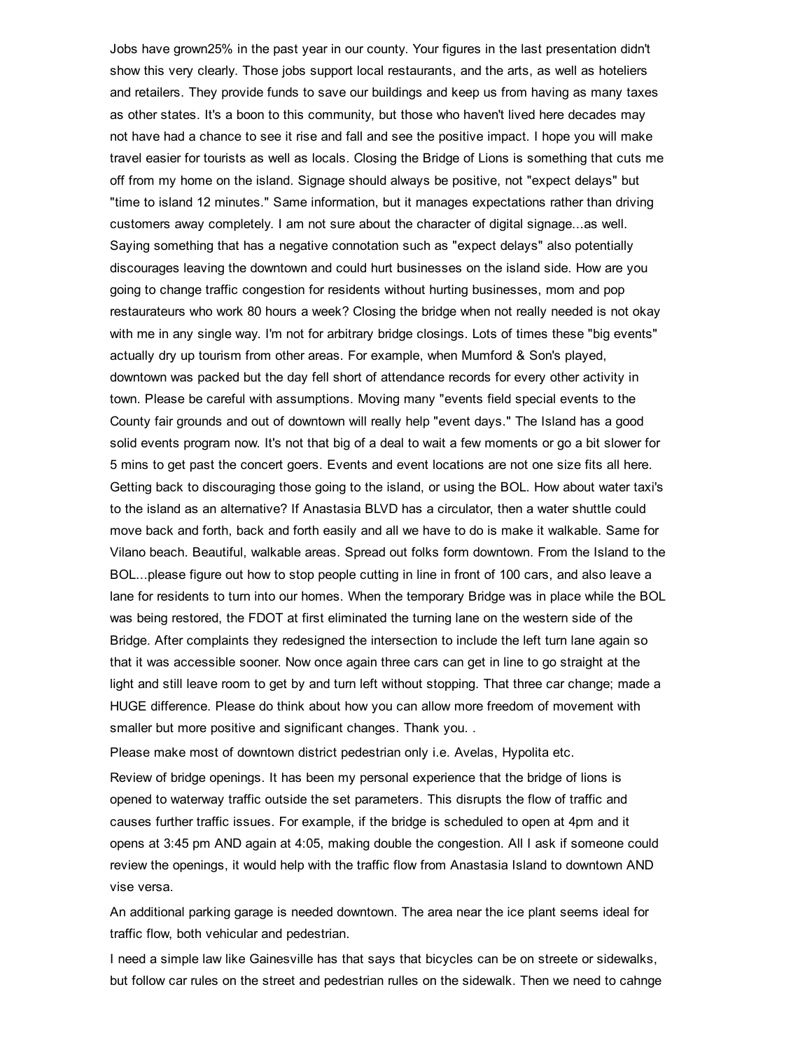Jobs have grown25% in the past year in our county. Your figures in the last presentation didn't show this very clearly. Those jobs support local restaurants, and the arts, as well as hoteliers and retailers. They provide funds to save our buildings and keep us from having as many taxes as other states. It's a boon to this community, but those who haven't lived here decades may not have had a chance to see it rise and fall and see the positive impact. I hope you will make travel easier for tourists as well as locals. Closing the Bridge of Lions is something that cuts me off from my home on the island. Signage should always be positive, not "expect delays" but "time to island 12 minutes." Same information, but it manages expectations rather than driving customers away completely. I am not sure about the character of digital signage...as well. Saying something that has a negative connotation such as "expect delays" also potentially discourages leaving the downtown and could hurt businesses on the island side. How are you going to change traffic congestion for residents without hurting businesses, mom and pop restaurateurs who work 80 hours a week? Closing the bridge when not really needed is not okay with me in any single way. I'm not for arbitrary bridge closings. Lots of times these "big events" actually dry up tourism from other areas. For example, when Mumford & Son's played, downtown was packed but the day fell short of attendance records for every other activity in town. Please be careful with assumptions. Moving many "events field special events to the County fair grounds and out of downtown will really help "event days." The Island has a good solid events program now. It's not that big of a deal to wait a few moments or go a bit slower for 5 mins to get past the concert goers. Events and event locations are not one size fits all here. Getting back to discouraging those going to the island, or using the BOL. How about water taxi's to the island as an alternative? If Anastasia BLVD has a circulator, then a water shuttle could move back and forth, back and forth easily and all we have to do is make it walkable. Same for Vilano beach. Beautiful, walkable areas. Spread out folks form downtown. From the Island to the BOL...please figure out how to stop people cutting in line in front of 100 cars, and also leave a lane for residents to turn into our homes. When the temporary Bridge was in place while the BOL was being restored, the FDOT at first eliminated the turning lane on the western side of the Bridge. After complaints they redesigned the intersection to include the left turn lane again so that it was accessible sooner. Now once again three cars can get in line to go straight at the light and still leave room to get by and turn left without stopping. That three car change; made a HUGE difference. Please do think about how you can allow more freedom of movement with smaller but more positive and significant changes. Thank you. .

Please make most of downtown district pedestrian only i.e. Avelas, Hypolita etc.

Review of bridge openings. It has been my personal experience that the bridge of lions is opened to waterway traffic outside the set parameters. This disrupts the flow of traffic and causes further traffic issues. For example, if the bridge is scheduled to open at 4pm and it opens at 3:45 pm AND again at 4:05, making double the congestion. All I ask if someone could review the openings, it would help with the traffic flow from Anastasia Island to downtown AND vise versa.

An additional parking garage is needed downtown. The area near the ice plant seems ideal for traffic flow, both vehicular and pedestrian.

I need a simple law like Gainesville has that says that bicycles can be on streete or sidewalks, but follow car rules on the street and pedestrian rulles on the sidewalk. Then we need to cahnge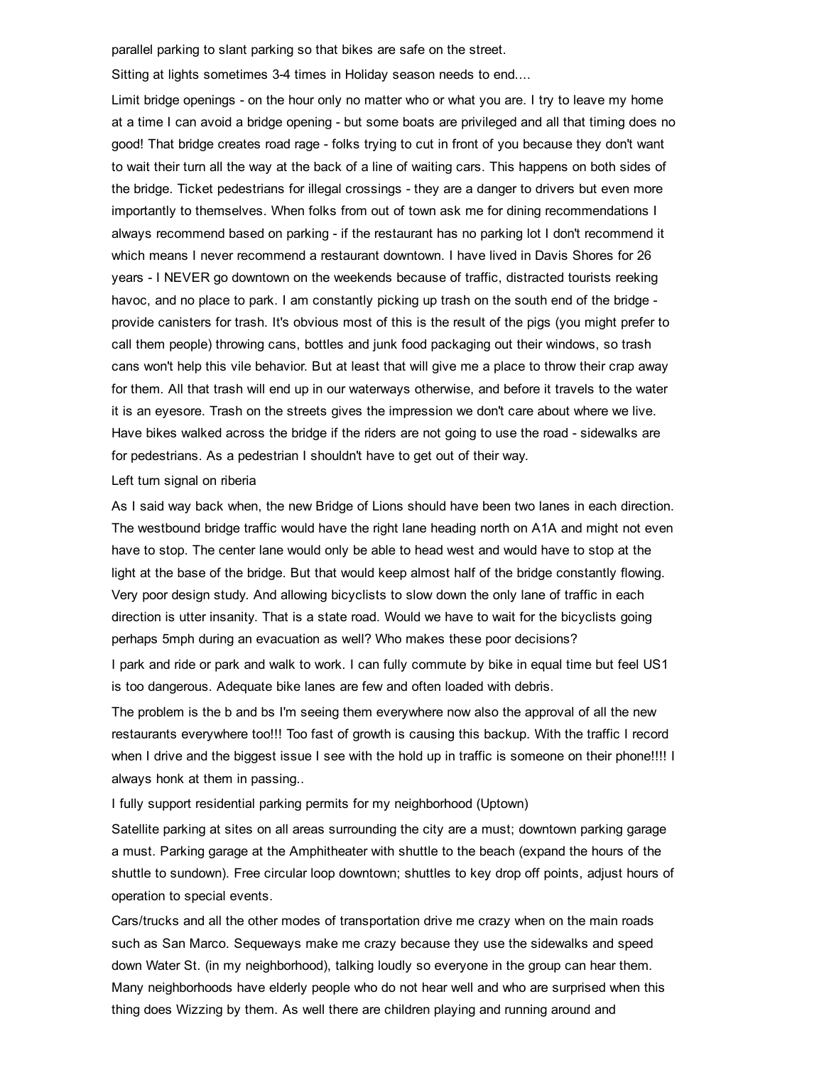parallel parking to slant parking so that bikes are safe on the street.

Sitting at lights sometimes 3-4 times in Holiday season needs to end....

Limit bridge openings - on the hour only no matter who or what you are. I try to leave my home at a time I can avoid a bridge opening - but some boats are privileged and all that timing does no good! That bridge creates road rage - folks trying to cut in front of you because they don't want to wait their turn all the way at the back of a line of waiting cars. This happens on both sides of the bridge. Ticket pedestrians for illegal crossings - they are a danger to drivers but even more importantly to themselves. When folks from out of town ask me for dining recommendations I always recommend based on parking - if the restaurant has no parking lot I don't recommend it which means I never recommend a restaurant downtown. I have lived in Davis Shores for 26 years - I NEVER go downtown on the weekends because of traffic, distracted tourists reeking havoc, and no place to park. I am constantly picking up trash on the south end of the bridge - provide canisters for trash. It's obvious most of this is the result of the pigs (you might prefer to call them people) throwing cans, bottles and junk food packaging out their windows, so trash cans won't help this vile behavior. But at least that will give me a place to throw their crap away for them. All that trash will end up in our waterways otherwise, and before it travels to the water it is an eyesore. Trash on the streets gives the impression we don't care about where we live. Have bikes walked across the bridge if the riders are not going to use the road - sidewalks are for pedestrians. As a pedestrian I shouldn't have to get out of their way.

Left turn signal on riberia

As I said way back when, the new Bridge of Lions should have been two lanes in each direction. The westbound bridge traffic would have the right lane heading north on A1A and might not even have to stop. The center lane would only be able to head west and would have to stop at the light at the base of the bridge. But that would keep almost half of the bridge constantly flowing. Very poor design study. And allowing bicyclists to slow down the only lane of traffic in each direction is utter insanity. That is a state road. Would we have to wait for the bicyclists going perhaps 5mph during an evacuation as well? Who makes these poor decisions?

I park and ride or park and walk to work. I can fully commute by bike in equal time but feel US1 is too dangerous. Adequate bike lanes are few and often loaded with debris.

The problem is the b and bs I'm seeing them everywhere now also the approval of all the new restaurants everywhere too!!! Too fast of growth is causing this backup. With the traffic I record when I drive and the biggest issue I see with the hold up in traffic is someone on their phone!!!! I always honk at them in passing..

I fully support residential parking permits for my neighborhood (Uptown)

Satellite parking at sites on all areas surrounding the city are a must; downtown parking garage a must. Parking garage at the Amphitheater with shuttle to the beach (expand the hours of the shuttle to sundown). Free circular loop downtown; shuttles to key drop off points, adjust hours of operation to special events.

Cars/trucks and all the other modes of transportation drive me crazy when on the main roads such as San Marco. Sequeways make me crazy because they use the sidewalks and speed down Water St. (in my neighborhood), talking loudly so everyone in the group can hear them. Many neighborhoods have elderly people who do not hear well and who are surprised when this thing does Wizzing by them. As well there are children playing and running around and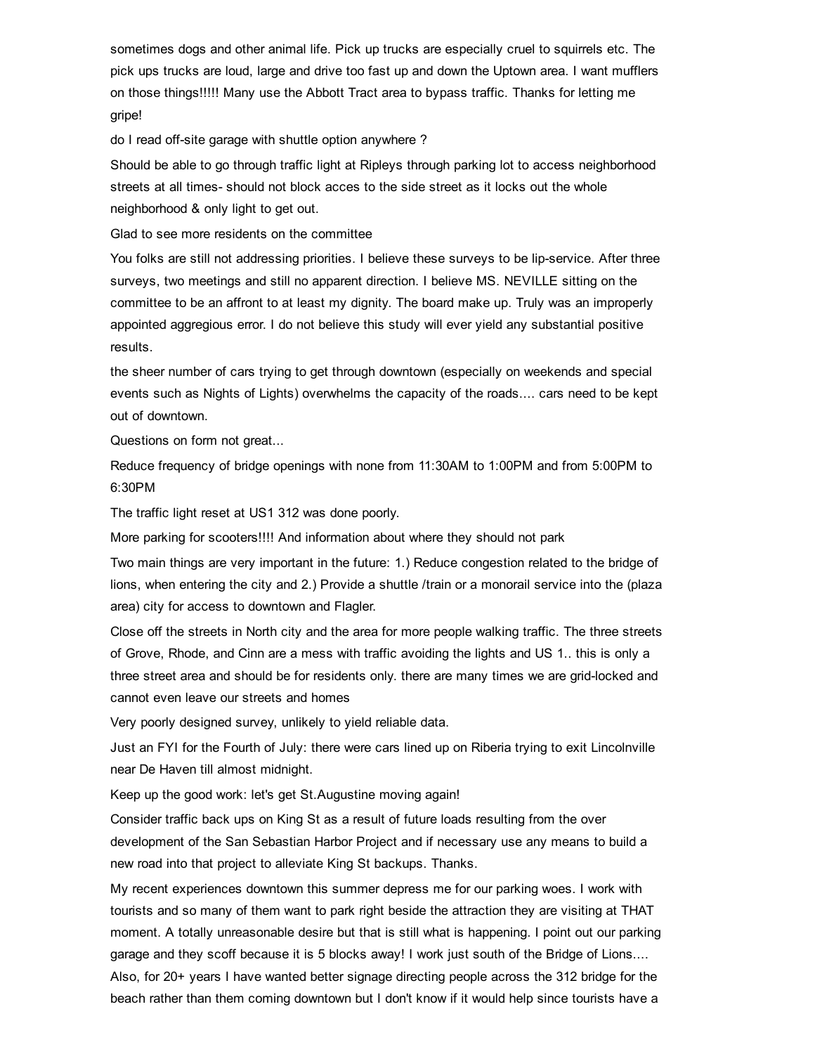sometimes dogs and other animal life. Pick up trucks are especially cruel to squirrels etc. The pick ups trucks are loud, large and drive too fast up and down the Uptown area. I want mufflers on those things!!!!! Many use the Abbott Tract area to bypass traffic. Thanks for letting me gripe!

do I read off-site garage with shuttle option anywhere ?

Should be able to go through traffic light at Ripleys through parking lot to access neighborhood streets at all times- should not block acces to the side street as it locks out the whole neighborhood & only light to get out.

Glad to see more residents on the committee

You folks are still not addressing priorities. I believe these surveys to be lip-service. After three surveys, two meetings and still no apparent direction. I believe MS. NEVILLE sitting on the committee to be an affront to at least my dignity. The board make up. Truly was an improperly appointed aggregious error. I do not believe this study will ever yield any substantial positive results.

the sheer number of cars trying to get through downtown (especially on weekends and special events such as Nights of Lights) overwhelms the capacity of the roads.... cars need to be kept out of downtown.

Questions on form not great...

Reduce frequency of bridge openings with none from 11:30AM to 1:00PM and from 5:00PM to 6:30PM

The traffic light reset at US1 312 was done poorly.

More parking for scooters!!!! And information about where they should not park

Two main things are very important in the future: 1.) Reduce congestion related to the bridge of lions, when entering the city and 2.) Provide a shuttle /train or a monorail service into the (plaza area) city for access to downtown and Flagler.

Close off the streets in North city and the area for more people walking traffic. The three streets of Grove, Rhode, and Cinn are a mess with traffic avoiding the lights and US 1.. this is only a three street area and should be for residents only. there are many times we are grid-locked and cannot even leave our streets and homes

Very poorly designed survey, unlikely to yield reliable data.

Just an FYI for the Fourth of July: there were cars lined up on Riberia trying to exit Lincolnville near De Haven till almost midnight.

Keep up the good work: let's get St.Augustine moving again!

Consider traffic back ups on King St as a result of future loads resulting from the over development of the San Sebastian Harbor Project and if necessary use any means to build a new road into that project to alleviate King St backups. Thanks.

My recent experiences downtown this summer depress me for our parking woes. I work with tourists and so many of them want to park right beside the attraction they are visiting at THAT moment. A totally unreasonable desire but that is still what is happening. I point out our parking garage and they scoff because it is 5 blocks away! I work just south of the Bridge of Lions.... Also, for 20+ years I have wanted better signage directing people across the 312 bridge for the beach rather than them coming downtown but I don't know if it would help since tourists have a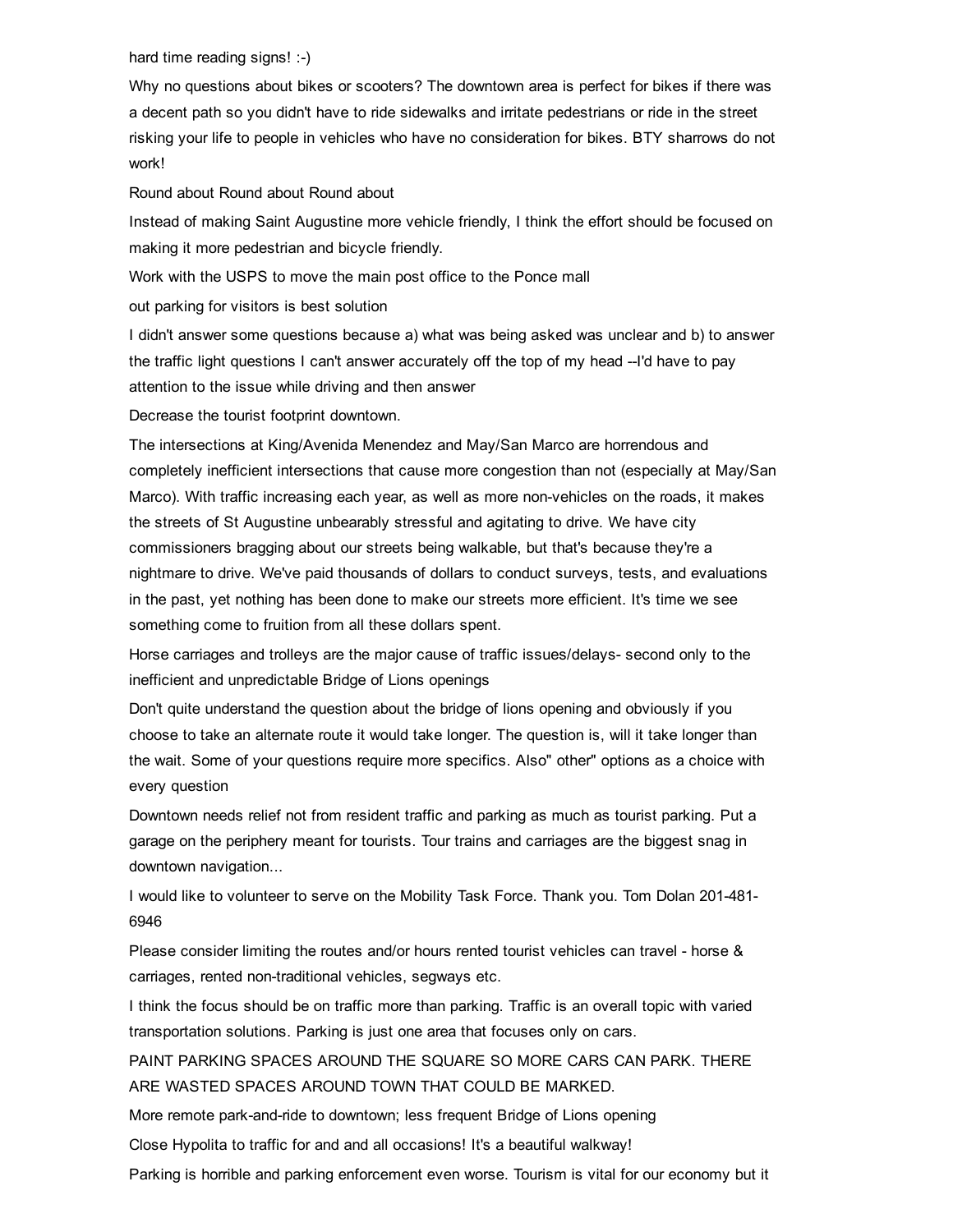hard time reading signs! :-)

Why no questions about bikes or scooters? The downtown area is perfect for bikes if there was a decent path so you didn't have to ride sidewalks and irritate pedestrians or ride in the street risking your life to people in vehicles who have no consideration for bikes. BTY sharrows do not work!

Round about Round about Round about

Instead of making Saint Augustine more vehicle friendly, I think the effort should be focused on making it more pedestrian and bicycle friendly.

Work with the USPS to move the main post office to the Ponce mall

out parking for visitors is best solution

I didn't answer some questions because a) what was being asked was unclear and b) to answer the traffic light questions I can't answer accurately off the top of my head --I'd have to pay attention to the issue while driving and then answer

Decrease the tourist footprint downtown.

The intersections at King/Avenida Menendez and May/San Marco are horrendous and completely inefficient intersections that cause more congestion than not (especially at May/San Marco). With traffic increasing each year, as well as more non-vehicles on the roads, it makes the streets of St Augustine unbearably stressful and agitating to drive. We have city commissioners bragging about our streets being walkable, but that's because they're a nightmare to drive. We've paid thousands of dollars to conduct surveys, tests, and evaluations in the past, yet nothing has been done to make our streets more efficient. It's time we see something come to fruition from all these dollars spent.

Horse carriages and trolleys are the major cause of traffic issues/delays- second only to the inefficient and unpredictable Bridge of Lions openings

Don't quite understand the question about the bridge of lions opening and obviously if you choose to take an alternate route it would take longer. The question is, will it take longer than the wait. Some of your questions require more specifics. Also" other" options as a choice with every question

Downtown needs relief not from resident traffic and parking as much as tourist parking. Put a garage on the periphery meant for tourists. Tour trains and carriages are the biggest snag in downtown navigation...

I would like to volunteer to serve on the Mobility Task Force. Thank you. Tom Dolan 201-481-6946

Please consider limiting the routes and/or hours rented tourist vehicles can travel - horse & carriages, rented non-traditional vehicles, segways etc.

I think the focus should be on traffic more than parking. Traffic is an overall topic with varied transportation solutions. Parking is just one area that focuses only on cars.

PAINT PARKING SPACES AROUND THE SQUARE SO MORE CARS CAN PARK. THERE ARE WASTED SPACES AROUND TOWN THAT COULD BE MARKED.

More remote park-and-ride to downtown; less frequent Bridge of Lions opening

Close Hypolita to traffic for and and all occasions! It's a beautiful walkway!

Parking is horrible and parking enforcement even worse. Tourism is vital for our economy but it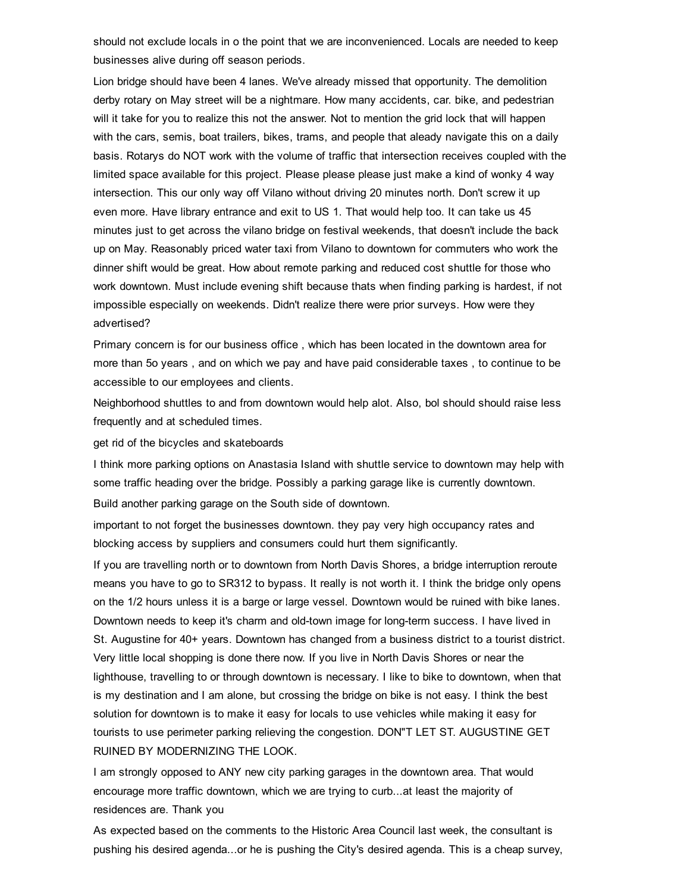should not exclude locals in o the point that we are inconvenienced. Locals are needed to keep businesses alive during off season periods.

Lion bridge should have been 4 lanes. We've already missed that opportunity. The demolition derby rotary on May street will be a nightmare. How many accidents, car. bike, and pedestrian will it take for you to realize this not the answer. Not to mention the grid lock that will happen with the cars, semis, boat trailers, bikes, trams, and people that aleady navigate this on a daily basis. Rotarys do NOT work with the volume of traffic that intersection receives coupled with the limited space available for this project. Please please please just make a kind of wonky 4 way intersection. This our only way off Vilano without driving 20 minutes north. Don't screw it up even more. Have library entrance and exit to US 1. That would help too. It can take us 45 minutes just to get across the vilano bridge on festival weekends, that doesn't include the back up on May. Reasonably priced water taxi from Vilano to downtown for commuters who work the dinner shift would be great. How about remote parking and reduced cost shuttle for those who work downtown. Must include evening shift because thats when finding parking is hardest, if not impossible especially on weekends. Didn't realize there were prior surveys. How were they advertised?

Primary concern is for our business office , which has been located in the downtown area for more than 5o years , and on which we pay and have paid considerable taxes , to continue to be accessible to our employees and clients.

Neighborhood shuttles to and from downtown would help alot. Also, bol should should raise less frequently and at scheduled times.

get rid of the bicycles and skateboards

I think more parking options on Anastasia Island with shuttle service to downtown may help with some traffic heading over the bridge. Possibly a parking garage like is currently downtown.

Build another parking garage on the South side of downtown.

important to not forget the businesses downtown. they pay very high occupancy rates and blocking access by suppliers and consumers could hurt them significantly.

If you are travelling north or to downtown from North Davis Shores, a bridge interruption reroute means you have to go to SR312 to bypass. It really is not worth it. I think the bridge only opens on the 1/2 hours unless it is a barge or large vessel. Downtown would be ruined with bike lanes. Downtown needs to keep it's charm and old-town image for long-term success. I have lived in St. Augustine for 40+ years. Downtown has changed from a business district to a tourist district. Very little local shopping is done there now. If you live in North Davis Shores or near the lighthouse, travelling to or through downtown is necessary. I like to bike to downtown, when that is my destination and I am alone, but crossing the bridge on bike is not easy. I think the best solution for downtown is to make it easy for locals to use vehicles while making it easy for tourists to use perimeter parking relieving the congestion. DON"T LET ST. AUGUSTINE GET RUINED BY MODERNIZING THE LOOK.

I am strongly opposed to ANY new city parking garages in the downtown area. That would encourage more traffic downtown, which we are trying to curb...at least the majority of residences are. Thank you

As expected based on the comments to the Historic Area Council last week, the consultant is pushing his desired agenda...or he is pushing the City's desired agenda. This is a cheap survey,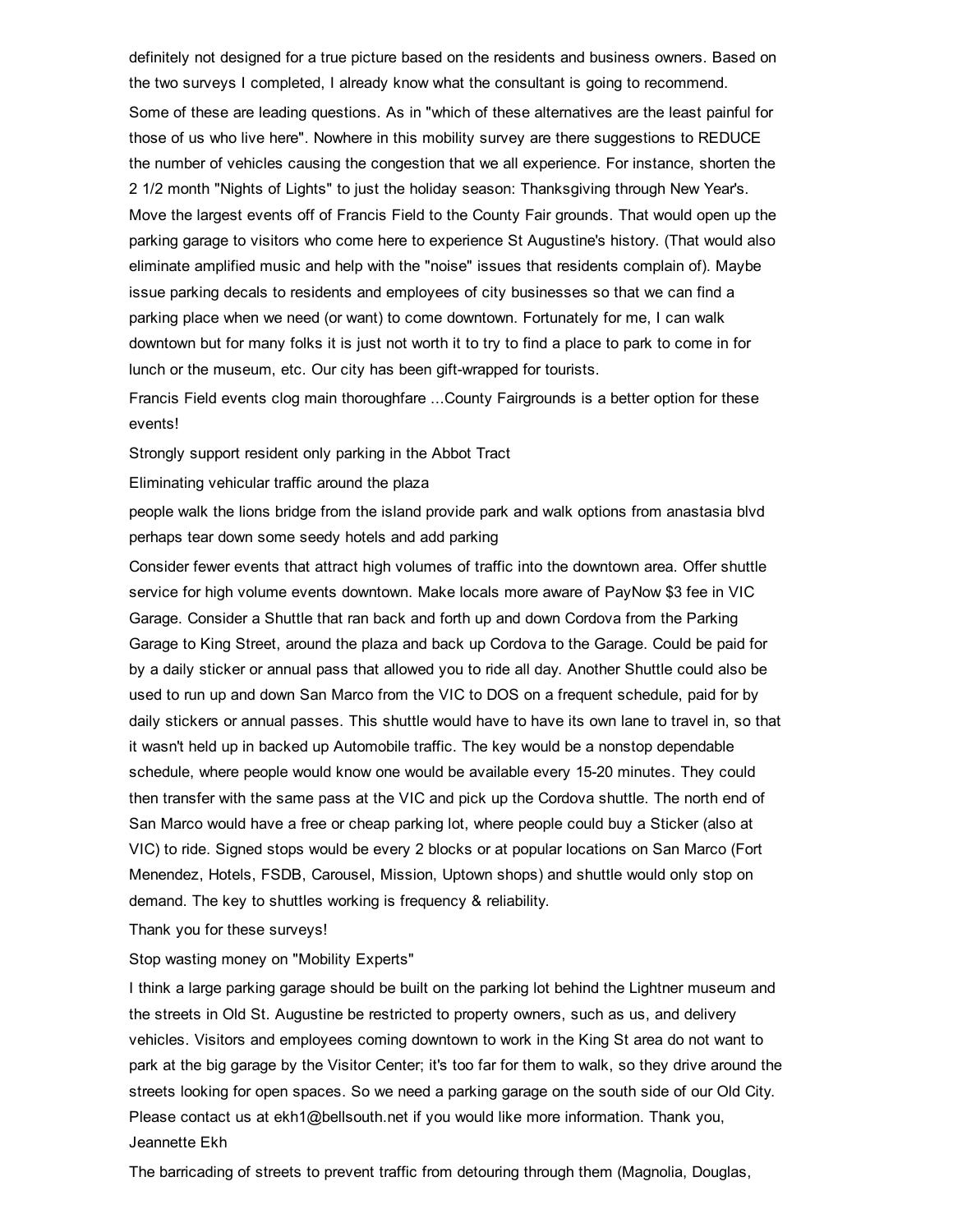definitely not designed for a true picture based on the residents and business owners. Based on the two surveys I completed, I already know what the consultant is going to recommend.

Some of these are leading questions. As in "which of these alternatives are the least painful for those of us who live here". Nowhere in this mobility survey are there suggestions to REDUCE the number of vehicles causing the congestion that we all experience. For instance, shorten the 2 1/2 month "Nights of Lights" to just the holiday season: Thanksgiving through New Year's. Move the largest events off of Francis Field to the County Fair grounds. That would open up the parking garage to visitors who come here to experience St Augustine's history. (That would also eliminate amplified music and help with the "noise" issues that residents complain of). Maybe issue parking decals to residents and employees of city businesses so that we can find a parking place when we need (or want) to come downtown. Fortunately for me, I can walk downtown but for many folks it is just not worth it to try to find a place to park to come in for lunch or the museum, etc. Our city has been gift-wrapped for tourists.

Francis Field events clog main thoroughfare ...County Fairgrounds is a better option for these events!

Strongly support resident only parking in the Abbot Tract

Eliminating vehicular traffic around the plaza

people walk the lions bridge from the island provide park and walk options from anastasia blvd perhaps tear down some seedy hotels and add parking

Consider fewer events that attract high volumes of traffic into the downtown area. Offer shuttle service for high volume events downtown. Make locals more aware of PayNow $3 fee in VIC Garage. Consider a Shuttle that ran back and forth up and down Cordova from the Parking Garage to King Street, around the plaza and back up Cordova to the Garage. Could be paid for by a daily sticker or annual pass that allowed you to ride all day. Another Shuttle could also be used to run up and down San Marco from the VIC to DOS on a frequent schedule, paid for by daily stickers or annual passes. This shuttle would have to have its own lane to travel in, so that it wasn't held up in backed up Automobile traffic. The key would be a nonstop dependable schedule, where people would know one would be available every 15-20 minutes. They could then transfer with the same pass at the VIC and pick up the Cordova shuttle. The north end of San Marco would have a free or cheap parking lot, where people could buy a Sticker (also at VIC) to ride. Signed stops would be every 2 blocks or at popular locations on San Marco (Fort Menendez, Hotels, FSDB, Carousel, Mission, Uptown shops) and shuttle would only stop on demand. The key to shuttles working is frequency & reliability.

Thank you for these surveys!

Stop wasting money on "Mobility Experts"

I think a large parking garage should be built on the parking lot behind the Lightner museum and the streets in Old St. Augustine be restricted to property owners, such as us, and delivery vehicles. Visitors and employees coming downtown to work in the King St area do not want to park at the big garage by the Visitor Center; it's too far for them to walk, so they drive around the streets looking for open spaces. So we need a parking garage on the south side of our Old City. Please contact us at ekh1@bellsouth.net if you would like more information. Thank you, Jeannette Ekh

The barricading of streets to prevent traffic from detouring through them (Magnolia, Douglas,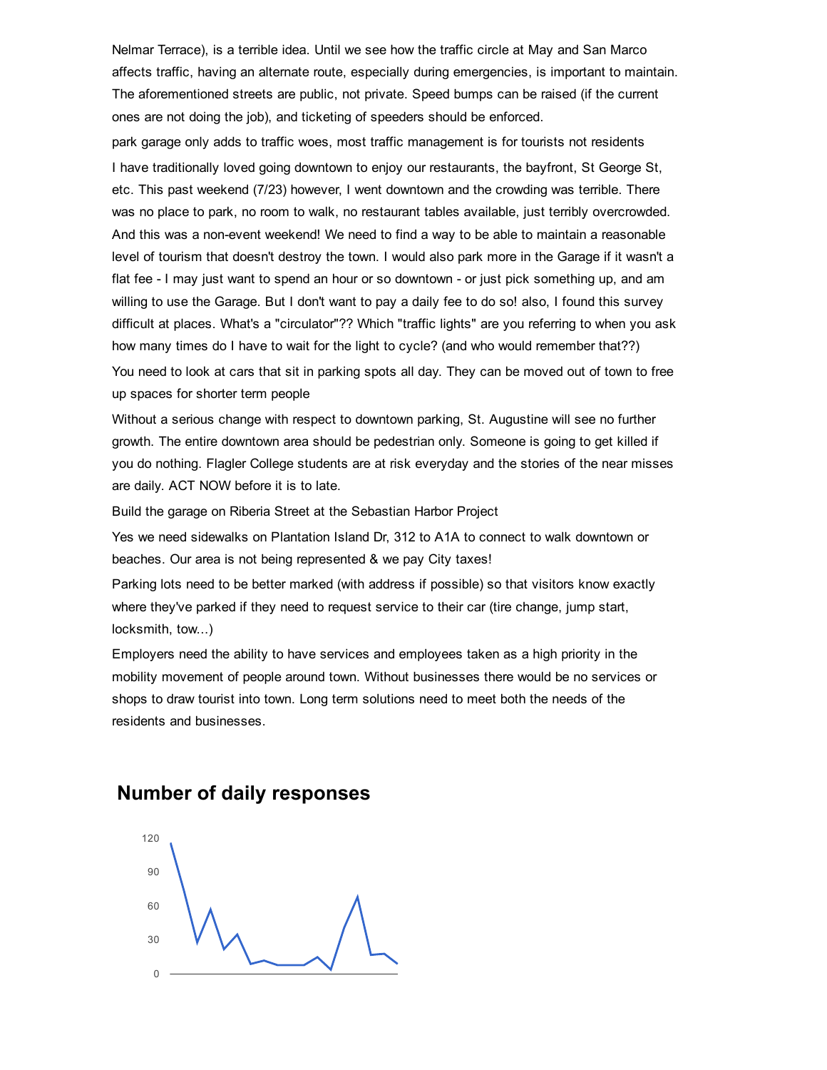Nelmar Terrace), is a terrible idea. Until we see how the traffic circle at May and San Marco affects traffic, having an alternate route, especially during emergencies, is important to maintain. The aforementioned streets are public, not private. Speed bumps can be raised (if the current ones are not doing the job), and ticketing of speeders should be enforced.

park garage only adds to traffic woes, most traffic management is for tourists not residents

I have traditionally loved going downtown to enjoy our restaurants, the bayfront, St George St, etc. This past weekend (7/23) however, I went downtown and the crowding was terrible. There was no place to park, no room to walk, no restaurant tables available, just terribly overcrowded. And this was a non-event weekend! We need to find a way to be able to maintain a reasonable level of tourism that doesn't destroy the town. I would also park more in the Garage if it wasn't a flat fee - I may just want to spend an hour or so downtown - or just pick something up, and am willing to use the Garage. But I don't want to pay a daily fee to do so! also, I found this survey difficult at places. What's a "circulator"?? Which "traffic lights" are you referring to when you ask how many times do I have to wait for the light to cycle? (and who would remember that??)

You need to look at cars that sit in parking spots all day. They can be moved out of town to free up spaces for shorter term people

Without a serious change with respect to downtown parking, St. Augustine will see no further growth. The entire downtown area should be pedestrian only. Someone is going to get killed if you do nothing. Flagler College students are at risk everyday and the stories of the near misses are daily. ACT NOW before it is to late.

Build the garage on Riberia Street at the Sebastian Harbor Project

Yes we need sidewalks on Plantation Island Dr, 312 to A1A to connect to walk downtown or beaches. Our area is not being represented & we pay City taxes!

Parking lots need to be better marked (with address if possible) so that visitors know exactly where they've parked if they need to request service to their car (tire change, jump start, locksmith, tow...)

Employers need the ability to have services and employees taken as a high priority in the mobility movement of people around town. Without businesses there would be no services or shops to draw tourist into town. Long term solutions need to meet both the needs of the residents and businesses.

## Number of daily responses

120
90
60
30
0